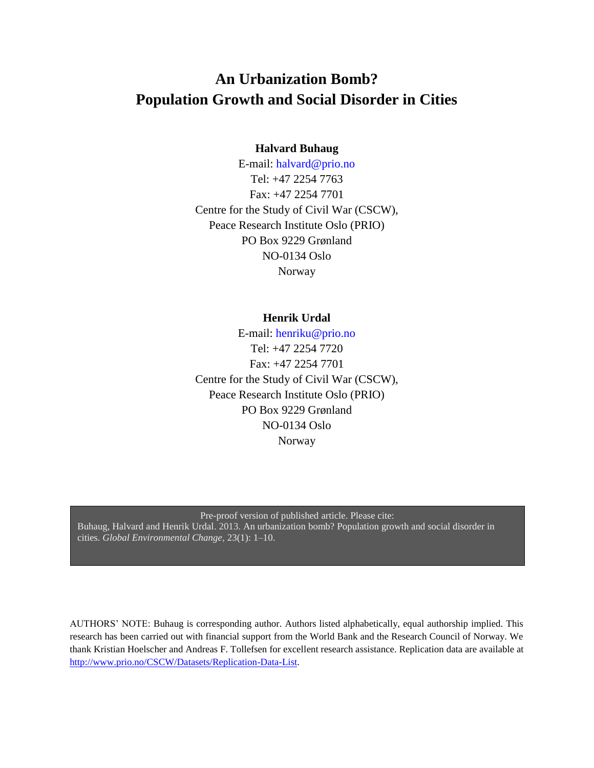# An Urbanization Bomb?
# Population Growth and Social Disorder in Cities

**Halvard Buhaug**

E-mail: halvard@prio.no
Tel: +47 2254 7763
Fax: +47 2254 7701
Centre for the Study of Civil War (CSCW),
Peace Research Institute Oslo (PRIO)
PO Box 9229 Grønland
NO-0134 Oslo
Norway

**Henrik Urdal**

E-mail: henriku@prio.no
Tel: +47 2254 7720
Fax: +47 2254 7701
Centre for the Study of Civil War (CSCW),
Peace Research Institute Oslo (PRIO)
PO Box 9229 Grønland
NO-0134 Oslo
Norway

Pre-proof version of published article. Please cite:
Buhaug, Halvard and Henrik Urdal. 2013. An urbanization bomb? Population growth and social disorder in cities. *Global Environmental Change*, 23(1): 1–10.

AUTHORS' NOTE: Buhaug is corresponding author. Authors listed alphabetically, equal authorship implied. This research has been carried out with financial support from the World Bank and the Research Council of Norway. We thank Kristian Hoelscher and Andreas F. Tollefsen for excellent research assistance. Replication data are available at http://www.prio.no/CSCW/Datasets/Replication-Data-List.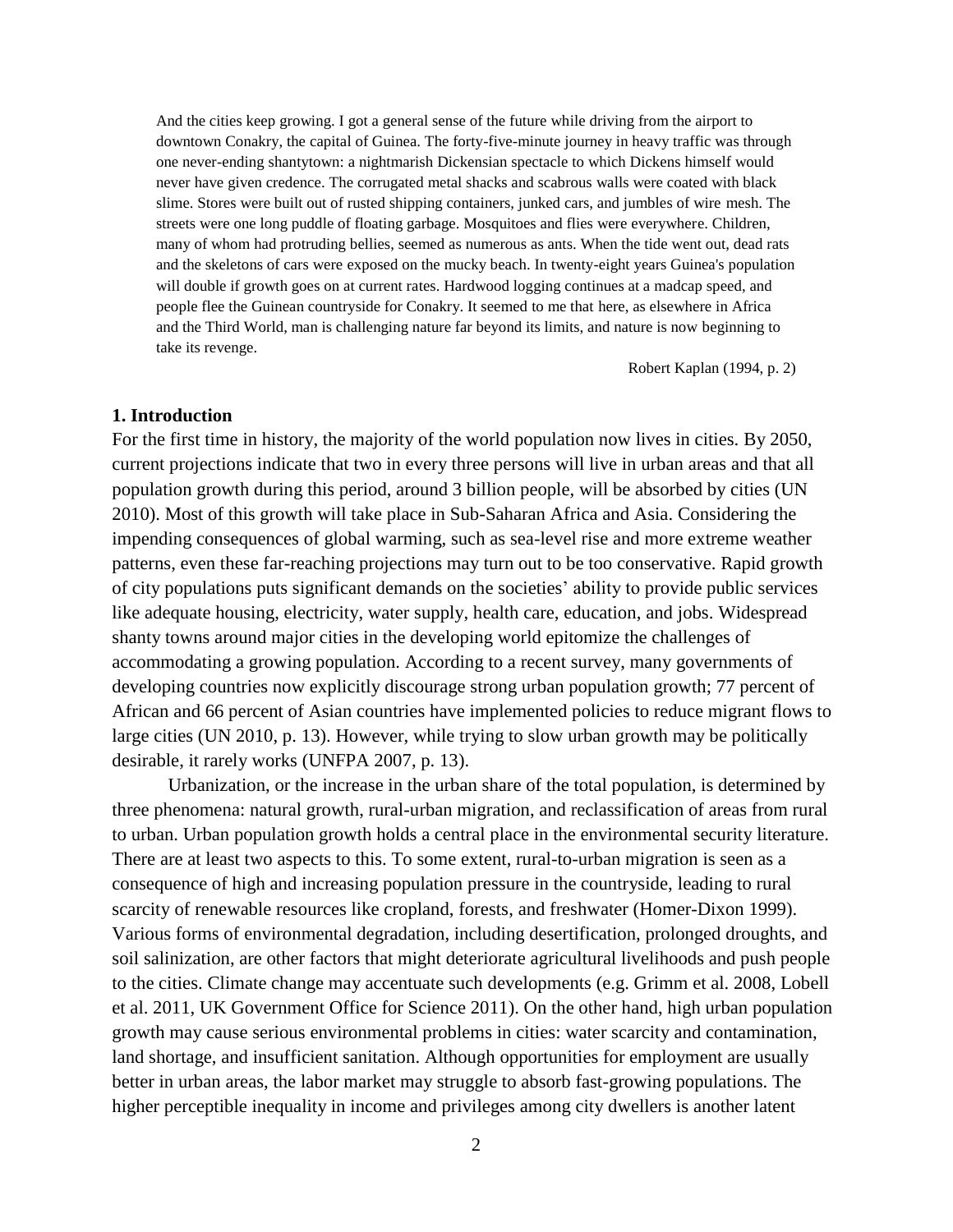> And the cities keep growing. I got a general sense of the future while driving from the airport to downtown Conakry, the capital of Guinea. The forty-five-minute journey in heavy traffic was through one never-ending shantytown: a nightmarish Dickensian spectacle to which Dickens himself would never have given credence. The corrugated metal shacks and scabrous walls were coated with black slime. Stores were built out of rusted shipping containers, junked cars, and jumbles of wire mesh. The streets were one long puddle of floating garbage. Mosquitoes and flies were everywhere. Children, many of whom had protruding bellies, seemed as numerous as ants. When the tide went out, dead rats and the skeletons of cars were exposed on the mucky beach. In twenty-eight years Guinea's population will double if growth goes on at current rates. Hardwood logging continues at a madcap speed, and people flee the Guinean countryside for Conakry. It seemed to me that here, as elsewhere in Africa and the Third World, man is challenging nature far beyond its limits, and nature is now beginning to take its revenge.
>
> Robert Kaplan (1994, p. 2)

## 1. Introduction

For the first time in history, the majority of the world population now lives in cities. By 2050, current projections indicate that two in every three persons will live in urban areas and that all population growth during this period, around 3 billion people, will be absorbed by cities (UN 2010). Most of this growth will take place in Sub-Saharan Africa and Asia. Considering the impending consequences of global warming, such as sea-level rise and more extreme weather patterns, even these far-reaching projections may turn out to be too conservative. Rapid growth of city populations puts significant demands on the societies' ability to provide public services like adequate housing, electricity, water supply, health care, education, and jobs. Widespread shanty towns around major cities in the developing world epitomize the challenges of accommodating a growing population. According to a recent survey, many governments of developing countries now explicitly discourage strong urban population growth; 77 percent of African and 66 percent of Asian countries have implemented policies to reduce migrant flows to large cities (UN 2010, p. 13). However, while trying to slow urban growth may be politically desirable, it rarely works (UNFPA 2007, p. 13).

Urbanization, or the increase in the urban share of the total population, is determined by three phenomena: natural growth, rural-urban migration, and reclassification of areas from rural to urban. Urban population growth holds a central place in the environmental security literature. There are at least two aspects to this. To some extent, rural-to-urban migration is seen as a consequence of high and increasing population pressure in the countryside, leading to rural scarcity of renewable resources like cropland, forests, and freshwater (Homer-Dixon 1999). Various forms of environmental degradation, including desertification, prolonged droughts, and soil salinization, are other factors that might deteriorate agricultural livelihoods and push people to the cities. Climate change may accentuate such developments (e.g. Grimm et al. 2008, Lobell et al. 2011, UK Government Office for Science 2011). On the other hand, high urban population growth may cause serious environmental problems in cities: water scarcity and contamination, land shortage, and insufficient sanitation. Although opportunities for employment are usually better in urban areas, the labor market may struggle to absorb fast-growing populations. The higher perceptible inequality in income and privileges among city dwellers is another latent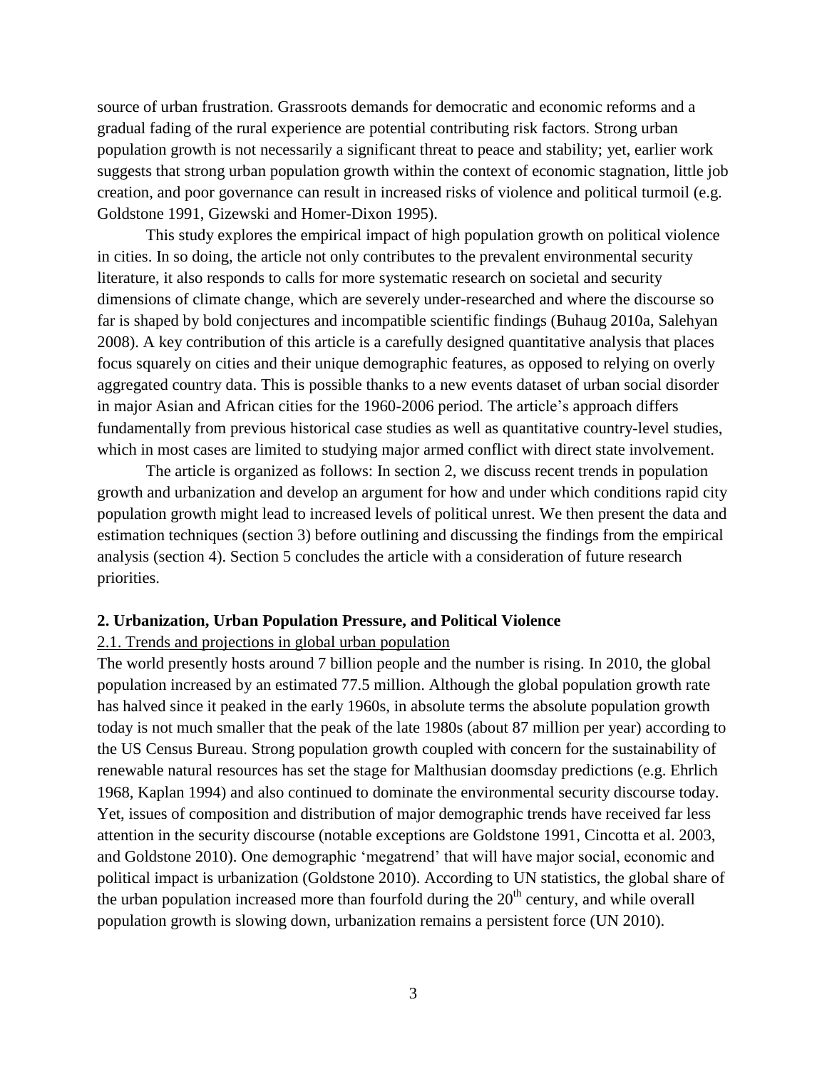source of urban frustration. Grassroots demands for democratic and economic reforms and a gradual fading of the rural experience are potential contributing risk factors. Strong urban population growth is not necessarily a significant threat to peace and stability; yet, earlier work suggests that strong urban population growth within the context of economic stagnation, little job creation, and poor governance can result in increased risks of violence and political turmoil (e.g. Goldstone 1991, Gizewski and Homer-Dixon 1995).

This study explores the empirical impact of high population growth on political violence in cities. In so doing, the article not only contributes to the prevalent environmental security literature, it also responds to calls for more systematic research on societal and security dimensions of climate change, which are severely under-researched and where the discourse so far is shaped by bold conjectures and incompatible scientific findings (Buhaug 2010a, Salehyan 2008). A key contribution of this article is a carefully designed quantitative analysis that places focus squarely on cities and their unique demographic features, as opposed to relying on overly aggregated country data. This is possible thanks to a new events dataset of urban social disorder in major Asian and African cities for the 1960-2006 period. The article's approach differs fundamentally from previous historical case studies as well as quantitative country-level studies, which in most cases are limited to studying major armed conflict with direct state involvement.

The article is organized as follows: In section 2, we discuss recent trends in population growth and urbanization and develop an argument for how and under which conditions rapid city population growth might lead to increased levels of political unrest. We then present the data and estimation techniques (section 3) before outlining and discussing the findings from the empirical analysis (section 4). Section 5 concludes the article with a consideration of future research priorities.

## 2. Urbanization, Urban Population Pressure, and Political Violence

### 2.1. Trends and projections in global urban population

The world presently hosts around 7 billion people and the number is rising. In 2010, the global population increased by an estimated 77.5 million. Although the global population growth rate has halved since it peaked in the early 1960s, in absolute terms the absolute population growth today is not much smaller that the peak of the late 1980s (about 87 million per year) according to the US Census Bureau. Strong population growth coupled with concern for the sustainability of renewable natural resources has set the stage for Malthusian doomsday predictions (e.g. Ehrlich 1968, Kaplan 1994) and also continued to dominate the environmental security discourse today. Yet, issues of composition and distribution of major demographic trends have received far less attention in the security discourse (notable exceptions are Goldstone 1991, Cincotta et al. 2003, and Goldstone 2010). One demographic 'megatrend' that will have major social, economic and political impact is urbanization (Goldstone 2010). According to UN statistics, the global share of the urban population increased more than fourfold during the 20th century, and while overall population growth is slowing down, urbanization remains a persistent force (UN 2010).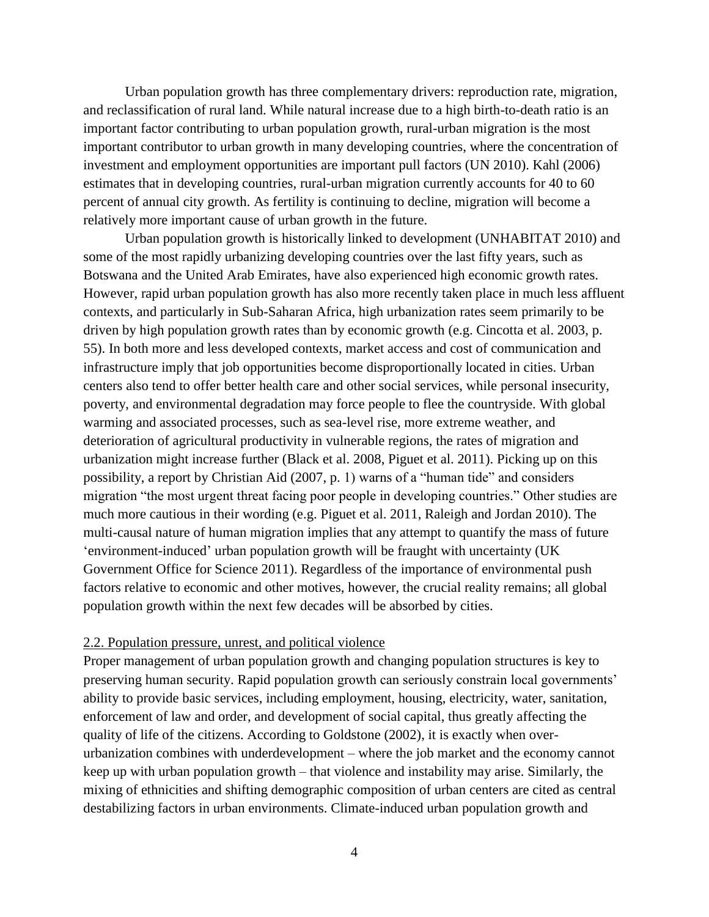Urban population growth has three complementary drivers: reproduction rate, migration, and reclassification of rural land. While natural increase due to a high birth-to-death ratio is an important factor contributing to urban population growth, rural-urban migration is the most important contributor to urban growth in many developing countries, where the concentration of investment and employment opportunities are important pull factors (UN 2010). Kahl (2006) estimates that in developing countries, rural-urban migration currently accounts for 40 to 60 percent of annual city growth. As fertility is continuing to decline, migration will become a relatively more important cause of urban growth in the future.

Urban population growth is historically linked to development (UNHABITAT 2010) and some of the most rapidly urbanizing developing countries over the last fifty years, such as Botswana and the United Arab Emirates, have also experienced high economic growth rates. However, rapid urban population growth has also more recently taken place in much less affluent contexts, and particularly in Sub-Saharan Africa, high urbanization rates seem primarily to be driven by high population growth rates than by economic growth (e.g. Cincotta et al. 2003, p. 55). In both more and less developed contexts, market access and cost of communication and infrastructure imply that job opportunities become disproportionally located in cities. Urban centers also tend to offer better health care and other social services, while personal insecurity, poverty, and environmental degradation may force people to flee the countryside. With global warming and associated processes, such as sea-level rise, more extreme weather, and deterioration of agricultural productivity in vulnerable regions, the rates of migration and urbanization might increase further (Black et al. 2008, Piguet et al. 2011). Picking up on this possibility, a report by Christian Aid (2007, p. 1) warns of a "human tide" and considers migration "the most urgent threat facing poor people in developing countries." Other studies are much more cautious in their wording (e.g. Piguet et al. 2011, Raleigh and Jordan 2010). The multi-causal nature of human migration implies that any attempt to quantify the mass of future 'environment-induced' urban population growth will be fraught with uncertainty (UK Government Office for Science 2011). Regardless of the importance of environmental push factors relative to economic and other motives, however, the crucial reality remains; all global population growth within the next few decades will be absorbed by cities.

### 2.2. Population pressure, unrest, and political violence

Proper management of urban population growth and changing population structures is key to preserving human security. Rapid population growth can seriously constrain local governments' ability to provide basic services, including employment, housing, electricity, water, sanitation, enforcement of law and order, and development of social capital, thus greatly affecting the quality of life of the citizens. According to Goldstone (2002), it is exactly when over-urbanization combines with underdevelopment – where the job market and the economy cannot keep up with urban population growth – that violence and instability may arise. Similarly, the mixing of ethnicities and shifting demographic composition of urban centers are cited as central destabilizing factors in urban environments. Climate-induced urban population growth and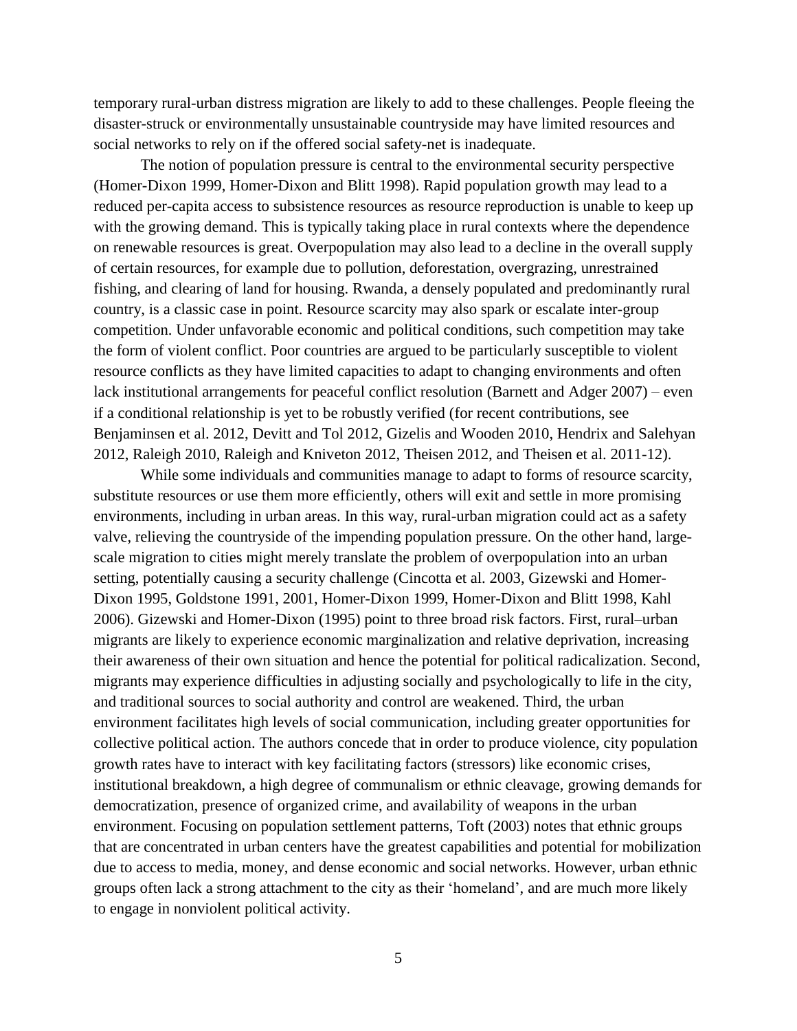temporary rural-urban distress migration are likely to add to these challenges. People fleeing the disaster-struck or environmentally unsustainable countryside may have limited resources and social networks to rely on if the offered social safety-net is inadequate.

The notion of population pressure is central to the environmental security perspective (Homer-Dixon 1999, Homer-Dixon and Blitt 1998). Rapid population growth may lead to a reduced per-capita access to subsistence resources as resource reproduction is unable to keep up with the growing demand. This is typically taking place in rural contexts where the dependence on renewable resources is great. Overpopulation may also lead to a decline in the overall supply of certain resources, for example due to pollution, deforestation, overgrazing, unrestrained fishing, and clearing of land for housing. Rwanda, a densely populated and predominantly rural country, is a classic case in point. Resource scarcity may also spark or escalate inter-group competition. Under unfavorable economic and political conditions, such competition may take the form of violent conflict. Poor countries are argued to be particularly susceptible to violent resource conflicts as they have limited capacities to adapt to changing environments and often lack institutional arrangements for peaceful conflict resolution (Barnett and Adger 2007) – even if a conditional relationship is yet to be robustly verified (for recent contributions, see Benjaminsen et al. 2012, Devitt and Tol 2012, Gizelis and Wooden 2010, Hendrix and Salehyan 2012, Raleigh 2010, Raleigh and Kniveton 2012, Theisen 2012, and Theisen et al. 2011-12).

While some individuals and communities manage to adapt to forms of resource scarcity, substitute resources or use them more efficiently, others will exit and settle in more promising environments, including in urban areas. In this way, rural-urban migration could act as a safety valve, relieving the countryside of the impending population pressure. On the other hand, large-scale migration to cities might merely translate the problem of overpopulation into an urban setting, potentially causing a security challenge (Cincotta et al. 2003, Gizewski and Homer-Dixon 1995, Goldstone 1991, 2001, Homer-Dixon 1999, Homer-Dixon and Blitt 1998, Kahl 2006). Gizewski and Homer-Dixon (1995) point to three broad risk factors. First, rural–urban migrants are likely to experience economic marginalization and relative deprivation, increasing their awareness of their own situation and hence the potential for political radicalization. Second, migrants may experience difficulties in adjusting socially and psychologically to life in the city, and traditional sources to social authority and control are weakened. Third, the urban environment facilitates high levels of social communication, including greater opportunities for collective political action. The authors concede that in order to produce violence, city population growth rates have to interact with key facilitating factors (stressors) like economic crises, institutional breakdown, a high degree of communalism or ethnic cleavage, growing demands for democratization, presence of organized crime, and availability of weapons in the urban environment. Focusing on population settlement patterns, Toft (2003) notes that ethnic groups that are concentrated in urban centers have the greatest capabilities and potential for mobilization due to access to media, money, and dense economic and social networks. However, urban ethnic groups often lack a strong attachment to the city as their 'homeland', and are much more likely to engage in nonviolent political activity.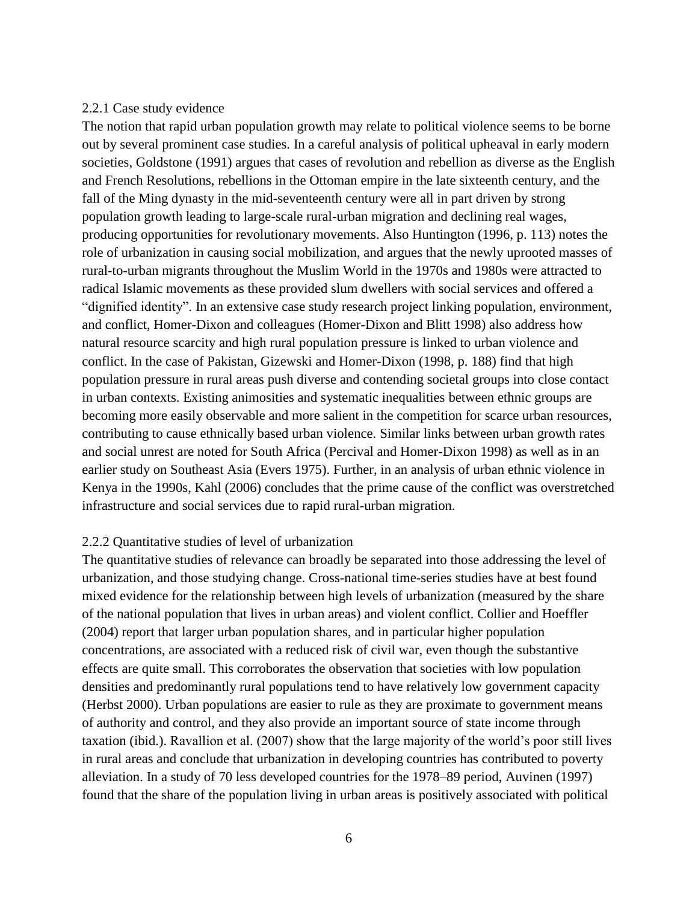### 2.2.1 Case study evidence

The notion that rapid urban population growth may relate to political violence seems to be borne out by several prominent case studies. In a careful analysis of political upheaval in early modern societies, Goldstone (1991) argues that cases of revolution and rebellion as diverse as the English and French Resolutions, rebellions in the Ottoman empire in the late sixteenth century, and the fall of the Ming dynasty in the mid-seventeenth century were all in part driven by strong population growth leading to large-scale rural-urban migration and declining real wages, producing opportunities for revolutionary movements. Also Huntington (1996, p. 113) notes the role of urbanization in causing social mobilization, and argues that the newly uprooted masses of rural-to-urban migrants throughout the Muslim World in the 1970s and 1980s were attracted to radical Islamic movements as these provided slum dwellers with social services and offered a "dignified identity". In an extensive case study research project linking population, environment, and conflict, Homer-Dixon and colleagues (Homer-Dixon and Blitt 1998) also address how natural resource scarcity and high rural population pressure is linked to urban violence and conflict. In the case of Pakistan, Gizewski and Homer-Dixon (1998, p. 188) find that high population pressure in rural areas push diverse and contending societal groups into close contact in urban contexts. Existing animosities and systematic inequalities between ethnic groups are becoming more easily observable and more salient in the competition for scarce urban resources, contributing to cause ethnically based urban violence. Similar links between urban growth rates and social unrest are noted for South Africa (Percival and Homer-Dixon 1998) as well as in an earlier study on Southeast Asia (Evers 1975). Further, in an analysis of urban ethnic violence in Kenya in the 1990s, Kahl (2006) concludes that the prime cause of the conflict was overstretched infrastructure and social services due to rapid rural-urban migration.

### 2.2.2 Quantitative studies of level of urbanization

The quantitative studies of relevance can broadly be separated into those addressing the level of urbanization, and those studying change. Cross-national time-series studies have at best found mixed evidence for the relationship between high levels of urbanization (measured by the share of the national population that lives in urban areas) and violent conflict. Collier and Hoeffler (2004) report that larger urban population shares, and in particular higher population concentrations, are associated with a reduced risk of civil war, even though the substantive effects are quite small. This corroborates the observation that societies with low population densities and predominantly rural populations tend to have relatively low government capacity (Herbst 2000). Urban populations are easier to rule as they are proximate to government means of authority and control, and they also provide an important source of state income through taxation (ibid.). Ravallion et al. (2007) show that the large majority of the world's poor still lives in rural areas and conclude that urbanization in developing countries has contributed to poverty alleviation. In a study of 70 less developed countries for the 1978–89 period, Auvinen (1997) found that the share of the population living in urban areas is positively associated with political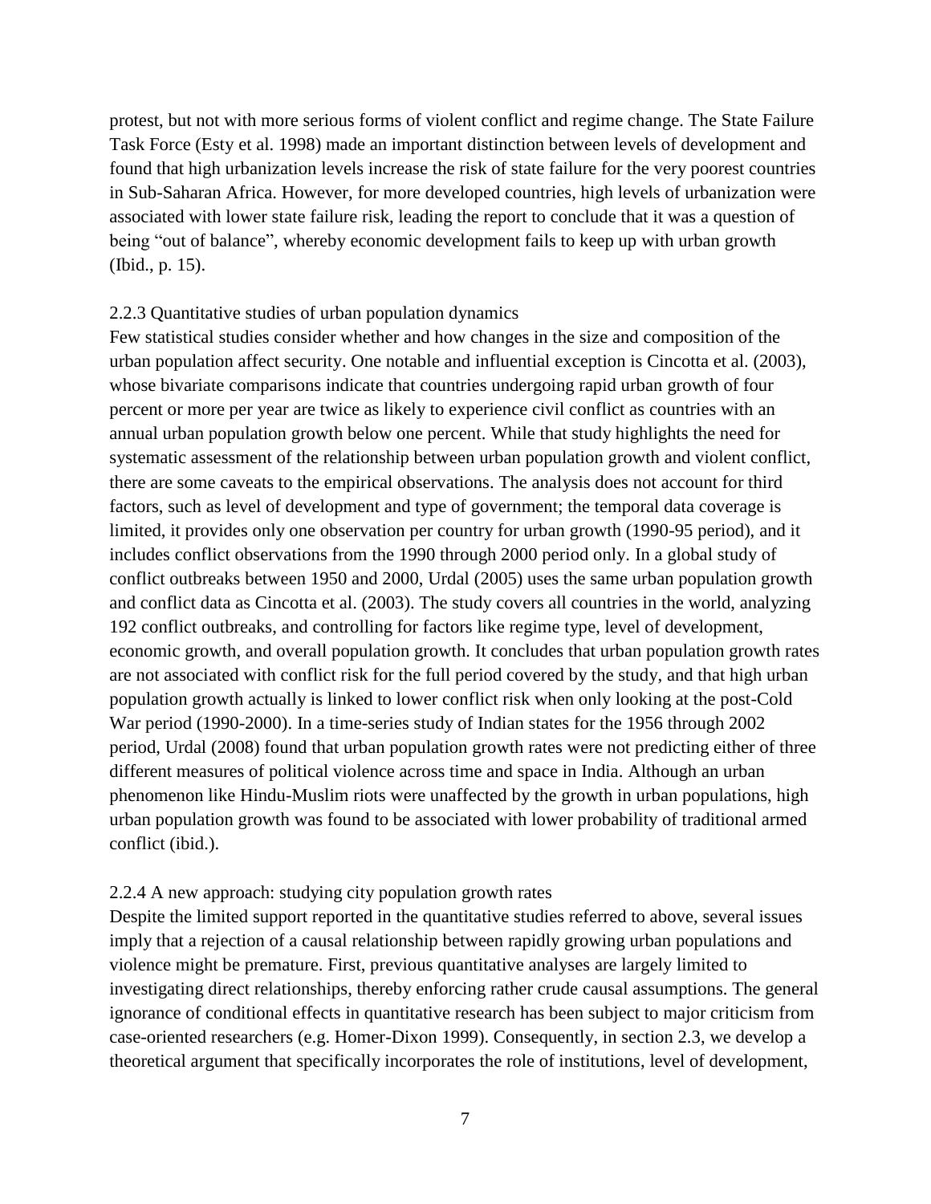protest, but not with more serious forms of violent conflict and regime change. The State Failure Task Force (Esty et al. 1998) made an important distinction between levels of development and found that high urbanization levels increase the risk of state failure for the very poorest countries in Sub-Saharan Africa. However, for more developed countries, high levels of urbanization were associated with lower state failure risk, leading the report to conclude that it was a question of being "out of balance", whereby economic development fails to keep up with urban growth (Ibid., p. 15).

### 2.2.3 Quantitative studies of urban population dynamics

Few statistical studies consider whether and how changes in the size and composition of the urban population affect security. One notable and influential exception is Cincotta et al. (2003), whose bivariate comparisons indicate that countries undergoing rapid urban growth of four percent or more per year are twice as likely to experience civil conflict as countries with an annual urban population growth below one percent. While that study highlights the need for systematic assessment of the relationship between urban population growth and violent conflict, there are some caveats to the empirical observations. The analysis does not account for third factors, such as level of development and type of government; the temporal data coverage is limited, it provides only one observation per country for urban growth (1990-95 period), and it includes conflict observations from the 1990 through 2000 period only. In a global study of conflict outbreaks between 1950 and 2000, Urdal (2005) uses the same urban population growth and conflict data as Cincotta et al. (2003). The study covers all countries in the world, analyzing 192 conflict outbreaks, and controlling for factors like regime type, level of development, economic growth, and overall population growth. It concludes that urban population growth rates are not associated with conflict risk for the full period covered by the study, and that high urban population growth actually is linked to lower conflict risk when only looking at the post-Cold War period (1990-2000). In a time-series study of Indian states for the 1956 through 2002 period, Urdal (2008) found that urban population growth rates were not predicting either of three different measures of political violence across time and space in India. Although an urban phenomenon like Hindu-Muslim riots were unaffected by the growth in urban populations, high urban population growth was found to be associated with lower probability of traditional armed conflict (ibid.).

### 2.2.4 A new approach: studying city population growth rates

Despite the limited support reported in the quantitative studies referred to above, several issues imply that a rejection of a causal relationship between rapidly growing urban populations and violence might be premature. First, previous quantitative analyses are largely limited to investigating direct relationships, thereby enforcing rather crude causal assumptions. The general ignorance of conditional effects in quantitative research has been subject to major criticism from case-oriented researchers (e.g. Homer-Dixon 1999). Consequently, in section 2.3, we develop a theoretical argument that specifically incorporates the role of institutions, level of development,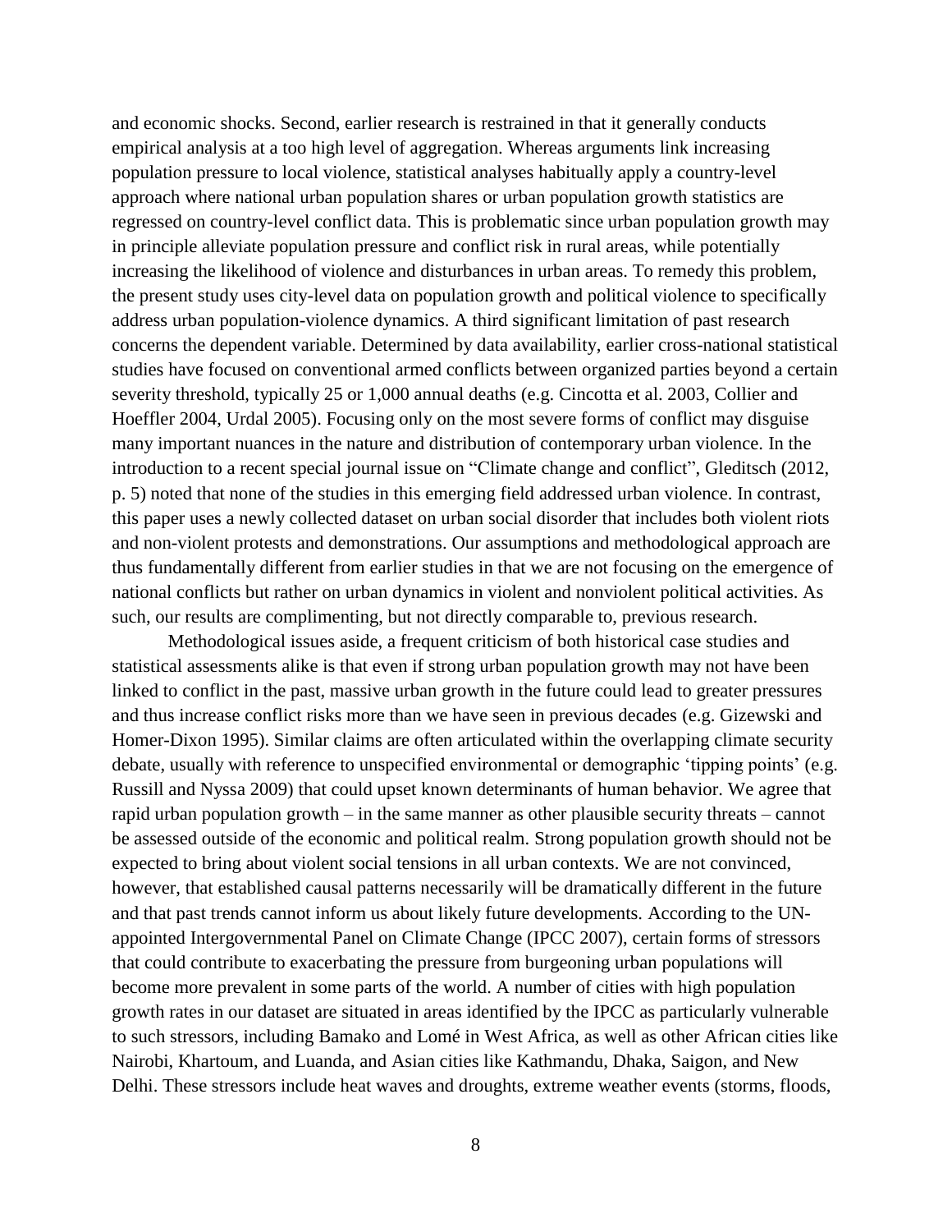and economic shocks. Second, earlier research is restrained in that it generally conducts empirical analysis at a too high level of aggregation. Whereas arguments link increasing population pressure to local violence, statistical analyses habitually apply a country-level approach where national urban population shares or urban population growth statistics are regressed on country-level conflict data. This is problematic since urban population growth may in principle alleviate population pressure and conflict risk in rural areas, while potentially increasing the likelihood of violence and disturbances in urban areas. To remedy this problem, the present study uses city-level data on population growth and political violence to specifically address urban population-violence dynamics. A third significant limitation of past research concerns the dependent variable. Determined by data availability, earlier cross-national statistical studies have focused on conventional armed conflicts between organized parties beyond a certain severity threshold, typically 25 or 1,000 annual deaths (e.g. Cincotta et al. 2003, Collier and Hoeffler 2004, Urdal 2005). Focusing only on the most severe forms of conflict may disguise many important nuances in the nature and distribution of contemporary urban violence. In the introduction to a recent special journal issue on "Climate change and conflict", Gleditsch (2012, p. 5) noted that none of the studies in this emerging field addressed urban violence. In contrast, this paper uses a newly collected dataset on urban social disorder that includes both violent riots and non-violent protests and demonstrations. Our assumptions and methodological approach are thus fundamentally different from earlier studies in that we are not focusing on the emergence of national conflicts but rather on urban dynamics in violent and nonviolent political activities. As such, our results are complimenting, but not directly comparable to, previous research.

Methodological issues aside, a frequent criticism of both historical case studies and statistical assessments alike is that even if strong urban population growth may not have been linked to conflict in the past, massive urban growth in the future could lead to greater pressures and thus increase conflict risks more than we have seen in previous decades (e.g. Gizewski and Homer-Dixon 1995). Similar claims are often articulated within the overlapping climate security debate, usually with reference to unspecified environmental or demographic 'tipping points' (e.g. Russill and Nyssa 2009) that could upset known determinants of human behavior. We agree that rapid urban population growth – in the same manner as other plausible security threats – cannot be assessed outside of the economic and political realm. Strong population growth should not be expected to bring about violent social tensions in all urban contexts. We are not convinced, however, that established causal patterns necessarily will be dramatically different in the future and that past trends cannot inform us about likely future developments. According to the UN-appointed Intergovernmental Panel on Climate Change (IPCC 2007), certain forms of stressors that could contribute to exacerbating the pressure from burgeoning urban populations will become more prevalent in some parts of the world. A number of cities with high population growth rates in our dataset are situated in areas identified by the IPCC as particularly vulnerable to such stressors, including Bamako and Lomé in West Africa, as well as other African cities like Nairobi, Khartoum, and Luanda, and Asian cities like Kathmandu, Dhaka, Saigon, and New Delhi. These stressors include heat waves and droughts, extreme weather events (storms, floods,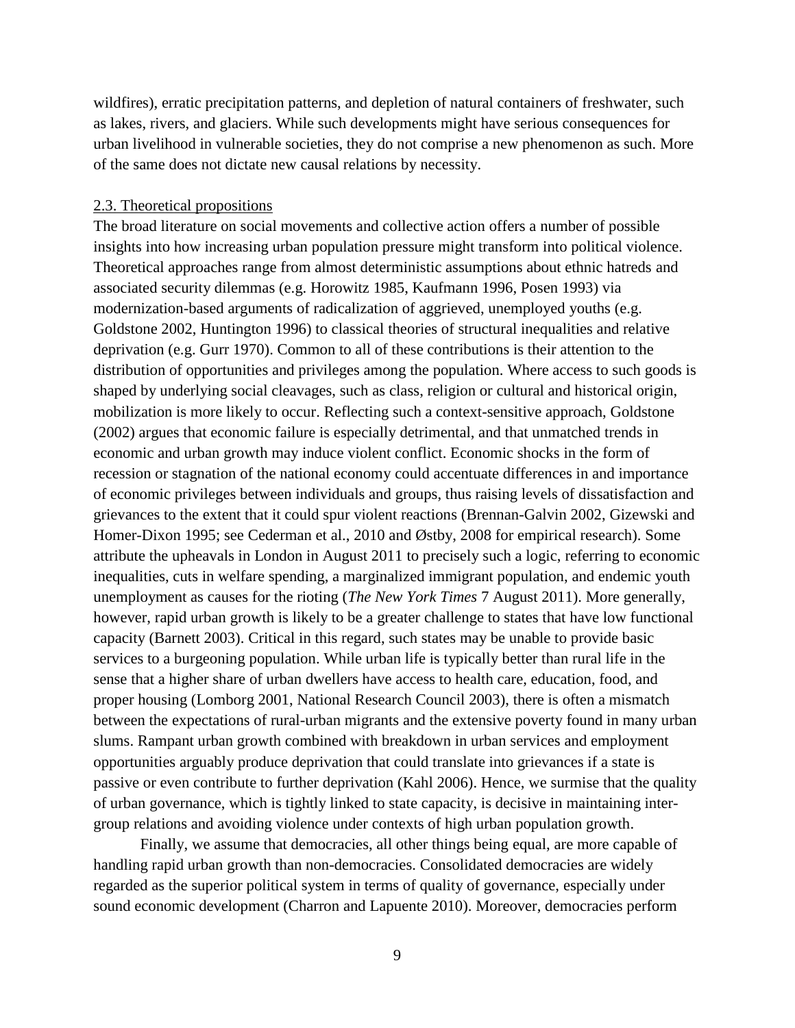wildfires), erratic precipitation patterns, and depletion of natural containers of freshwater, such as lakes, rivers, and glaciers. While such developments might have serious consequences for urban livelihood in vulnerable societies, they do not comprise a new phenomenon as such. More of the same does not dictate new causal relations by necessity.

### 2.3. Theoretical propositions

The broad literature on social movements and collective action offers a number of possible insights into how increasing urban population pressure might transform into political violence. Theoretical approaches range from almost deterministic assumptions about ethnic hatreds and associated security dilemmas (e.g. Horowitz 1985, Kaufmann 1996, Posen 1993) via modernization-based arguments of radicalization of aggrieved, unemployed youths (e.g. Goldstone 2002, Huntington 1996) to classical theories of structural inequalities and relative deprivation (e.g. Gurr 1970). Common to all of these contributions is their attention to the distribution of opportunities and privileges among the population. Where access to such goods is shaped by underlying social cleavages, such as class, religion or cultural and historical origin, mobilization is more likely to occur. Reflecting such a context-sensitive approach, Goldstone (2002) argues that economic failure is especially detrimental, and that unmatched trends in economic and urban growth may induce violent conflict. Economic shocks in the form of recession or stagnation of the national economy could accentuate differences in and importance of economic privileges between individuals and groups, thus raising levels of dissatisfaction and grievances to the extent that it could spur violent reactions (Brennan-Galvin 2002, Gizewski and Homer-Dixon 1995; see Cederman et al., 2010 and Østby, 2008 for empirical research). Some attribute the upheavals in London in August 2011 to precisely such a logic, referring to economic inequalities, cuts in welfare spending, a marginalized immigrant population, and endemic youth unemployment as causes for the rioting (*The New York Times* 7 August 2011). More generally, however, rapid urban growth is likely to be a greater challenge to states that have low functional capacity (Barnett 2003). Critical in this regard, such states may be unable to provide basic services to a burgeoning population. While urban life is typically better than rural life in the sense that a higher share of urban dwellers have access to health care, education, food, and proper housing (Lomborg 2001, National Research Council 2003), there is often a mismatch between the expectations of rural-urban migrants and the extensive poverty found in many urban slums. Rampant urban growth combined with breakdown in urban services and employment opportunities arguably produce deprivation that could translate into grievances if a state is passive or even contribute to further deprivation (Kahl 2006). Hence, we surmise that the quality of urban governance, which is tightly linked to state capacity, is decisive in maintaining inter-group relations and avoiding violence under contexts of high urban population growth.

Finally, we assume that democracies, all other things being equal, are more capable of handling rapid urban growth than non-democracies. Consolidated democracies are widely regarded as the superior political system in terms of quality of governance, especially under sound economic development (Charron and Lapuente 2010). Moreover, democracies perform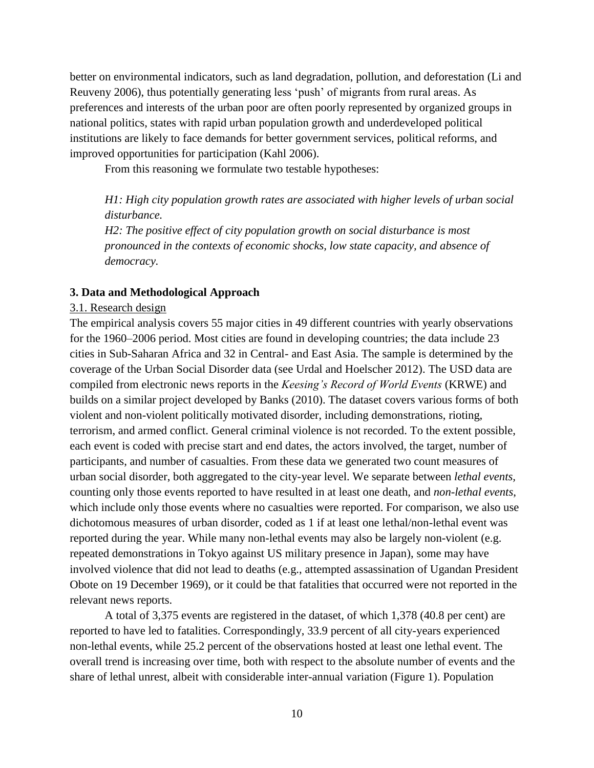better on environmental indicators, such as land degradation, pollution, and deforestation (Li and Reuveny 2006), thus potentially generating less 'push' of migrants from rural areas. As preferences and interests of the urban poor are often poorly represented by organized groups in national politics, states with rapid urban population growth and underdeveloped political institutions are likely to face demands for better government services, political reforms, and improved opportunities for participation (Kahl 2006).

From this reasoning we formulate two testable hypotheses:

*H1: High city population growth rates are associated with higher levels of urban social disturbance.*

*H2: The positive effect of city population growth on social disturbance is most pronounced in the contexts of economic shocks, low state capacity, and absence of democracy.*

## 3. Data and Methodological Approach

### 3.1. Research design

The empirical analysis covers 55 major cities in 49 different countries with yearly observations for the 1960–2006 period. Most cities are found in developing countries; the data include 23 cities in Sub-Saharan Africa and 32 in Central- and East Asia. The sample is determined by the coverage of the Urban Social Disorder data (see Urdal and Hoelscher 2012). The USD data are compiled from electronic news reports in the *Keesing's Record of World Events* (KRWE) and builds on a similar project developed by Banks (2010). The dataset covers various forms of both violent and non-violent politically motivated disorder, including demonstrations, rioting, terrorism, and armed conflict. General criminal violence is not recorded. To the extent possible, each event is coded with precise start and end dates, the actors involved, the target, number of participants, and number of casualties. From these data we generated two count measures of urban social disorder, both aggregated to the city-year level. We separate between *lethal events,* counting only those events reported to have resulted in at least one death, and *non-lethal events*, which include only those events where no casualties were reported. For comparison, we also use dichotomous measures of urban disorder, coded as 1 if at least one lethal/non-lethal event was reported during the year. While many non-lethal events may also be largely non-violent (e.g. repeated demonstrations in Tokyo against US military presence in Japan), some may have involved violence that did not lead to deaths (e.g., attempted assassination of Ugandan President Obote on 19 December 1969), or it could be that fatalities that occurred were not reported in the relevant news reports.

A total of 3,375 events are registered in the dataset, of which 1,378 (40.8 per cent) are reported to have led to fatalities. Correspondingly, 33.9 percent of all city-years experienced non-lethal events, while 25.2 percent of the observations hosted at least one lethal event. The overall trend is increasing over time, both with respect to the absolute number of events and the share of lethal unrest, albeit with considerable inter-annual variation (Figure 1). Population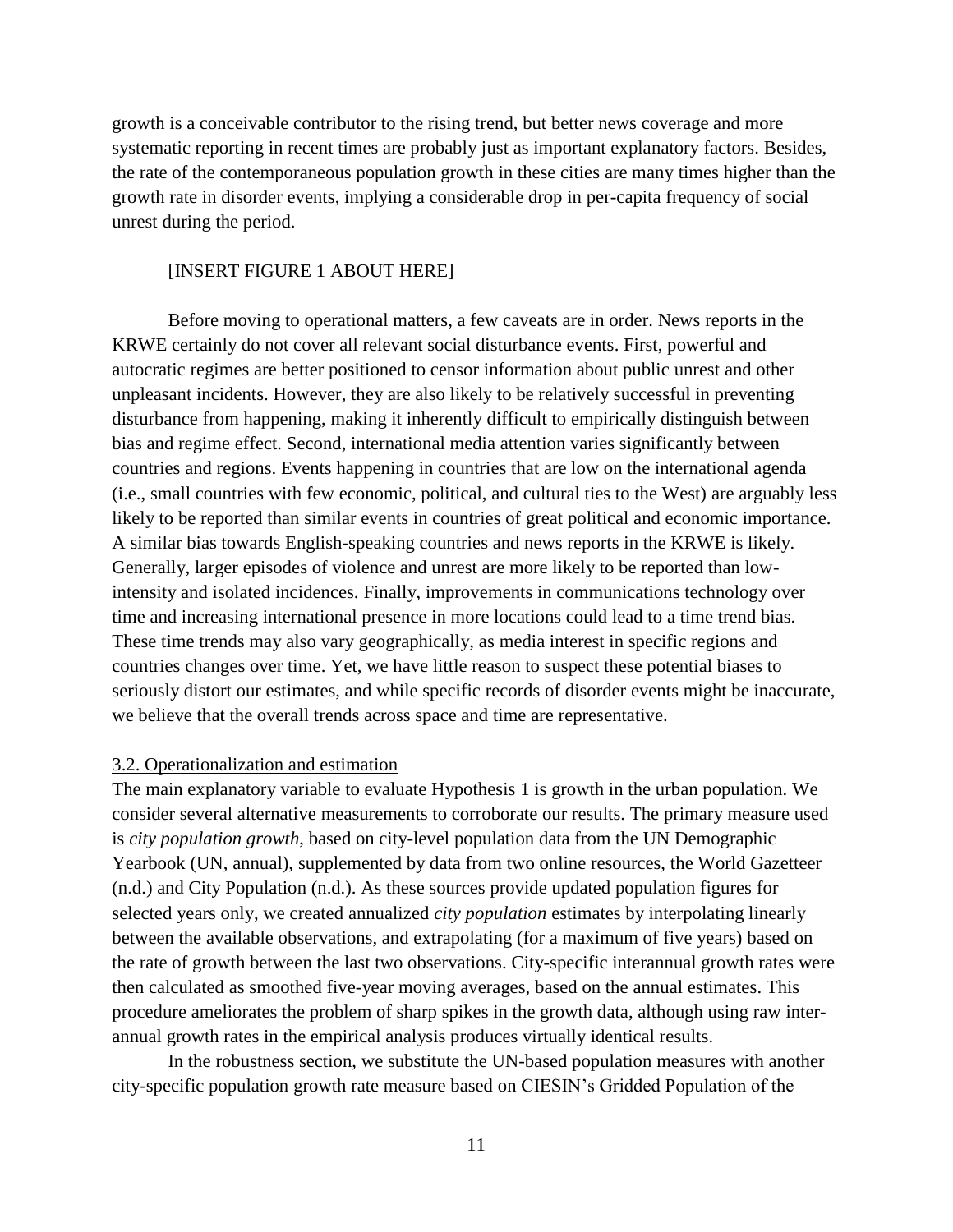growth is a conceivable contributor to the rising trend, but better news coverage and more systematic reporting in recent times are probably just as important explanatory factors. Besides, the rate of the contemporaneous population growth in these cities are many times higher than the growth rate in disorder events, implying a considerable drop in per-capita frequency of social unrest during the period.

[INSERT FIGURE 1 ABOUT HERE]

Before moving to operational matters, a few caveats are in order. News reports in the KRWE certainly do not cover all relevant social disturbance events. First, powerful and autocratic regimes are better positioned to censor information about public unrest and other unpleasant incidents. However, they are also likely to be relatively successful in preventing disturbance from happening, making it inherently difficult to empirically distinguish between bias and regime effect. Second, international media attention varies significantly between countries and regions. Events happening in countries that are low on the international agenda (i.e., small countries with few economic, political, and cultural ties to the West) are arguably less likely to be reported than similar events in countries of great political and economic importance. A similar bias towards English-speaking countries and news reports in the KRWE is likely. Generally, larger episodes of violence and unrest are more likely to be reported than low-intensity and isolated incidences. Finally, improvements in communications technology over time and increasing international presence in more locations could lead to a time trend bias. These time trends may also vary geographically, as media interest in specific regions and countries changes over time. Yet, we have little reason to suspect these potential biases to seriously distort our estimates, and while specific records of disorder events might be inaccurate, we believe that the overall trends across space and time are representative.

### 3.2. Operationalization and estimation

The main explanatory variable to evaluate Hypothesis 1 is growth in the urban population. We consider several alternative measurements to corroborate our results. The primary measure used is *city population growth*, based on city-level population data from the UN Demographic Yearbook (UN, annual), supplemented by data from two online resources, the World Gazetteer (n.d.) and City Population (n.d.). As these sources provide updated population figures for selected years only, we created annualized *city population* estimates by interpolating linearly between the available observations, and extrapolating (for a maximum of five years) based on the rate of growth between the last two observations. City-specific interannual growth rates were then calculated as smoothed five-year moving averages, based on the annual estimates. This procedure ameliorates the problem of sharp spikes in the growth data, although using raw inter-annual growth rates in the empirical analysis produces virtually identical results.

In the robustness section, we substitute the UN-based population measures with another city-specific population growth rate measure based on CIESIN's Gridded Population of the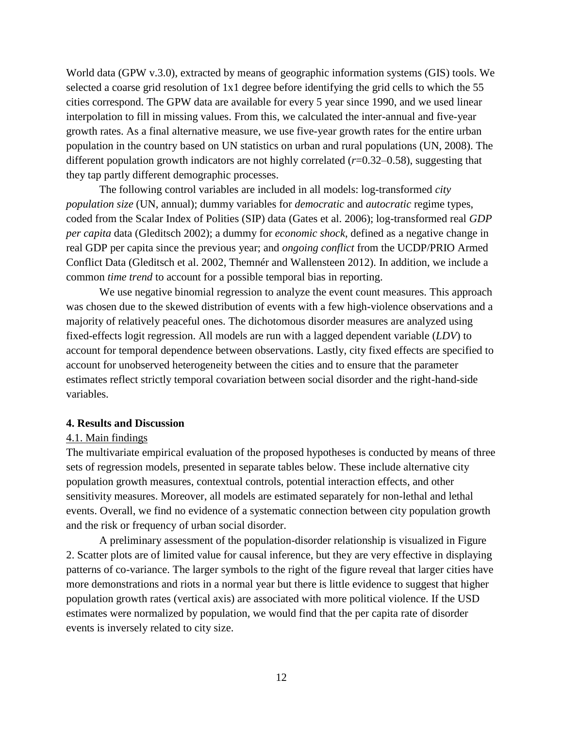World data (GPW v.3.0), extracted by means of geographic information systems (GIS) tools. We selected a coarse grid resolution of 1x1 degree before identifying the grid cells to which the 55 cities correspond. The GPW data are available for every 5 year since 1990, and we used linear interpolation to fill in missing values. From this, we calculated the inter-annual and five-year growth rates. As a final alternative measure, we use five-year growth rates for the entire urban population in the country based on UN statistics on urban and rural populations (UN, 2008). The different population growth indicators are not highly correlated (*r*=0.32–0.58), suggesting that they tap partly different demographic processes.

The following control variables are included in all models: log-transformed *city population size* (UN, annual); dummy variables for *democratic* and *autocratic* regime types, coded from the Scalar Index of Polities (SIP) data (Gates et al. 2006); log-transformed real *GDP per capita* data (Gleditsch 2002); a dummy for *economic shock*, defined as a negative change in real GDP per capita since the previous year; and *ongoing conflict* from the UCDP/PRIO Armed Conflict Data (Gleditsch et al. 2002, Themnér and Wallensteen 2012). In addition, we include a common *time trend* to account for a possible temporal bias in reporting.

We use negative binomial regression to analyze the event count measures. This approach was chosen due to the skewed distribution of events with a few high-violence observations and a majority of relatively peaceful ones. The dichotomous disorder measures are analyzed using fixed-effects logit regression. All models are run with a lagged dependent variable (*LDV*) to account for temporal dependence between observations. Lastly, city fixed effects are specified to account for unobserved heterogeneity between the cities and to ensure that the parameter estimates reflect strictly temporal covariation between social disorder and the right-hand-side variables.

## 4. Results and Discussion

### 4.1. Main findings

The multivariate empirical evaluation of the proposed hypotheses is conducted by means of three sets of regression models, presented in separate tables below. These include alternative city population growth measures, contextual controls, potential interaction effects, and other sensitivity measures. Moreover, all models are estimated separately for non-lethal and lethal events. Overall, we find no evidence of a systematic connection between city population growth and the risk or frequency of urban social disorder.

A preliminary assessment of the population-disorder relationship is visualized in Figure 2. Scatter plots are of limited value for causal inference, but they are very effective in displaying patterns of co-variance. The larger symbols to the right of the figure reveal that larger cities have more demonstrations and riots in a normal year but there is little evidence to suggest that higher population growth rates (vertical axis) are associated with more political violence. If the USD estimates were normalized by population, we would find that the per capita rate of disorder events is inversely related to city size.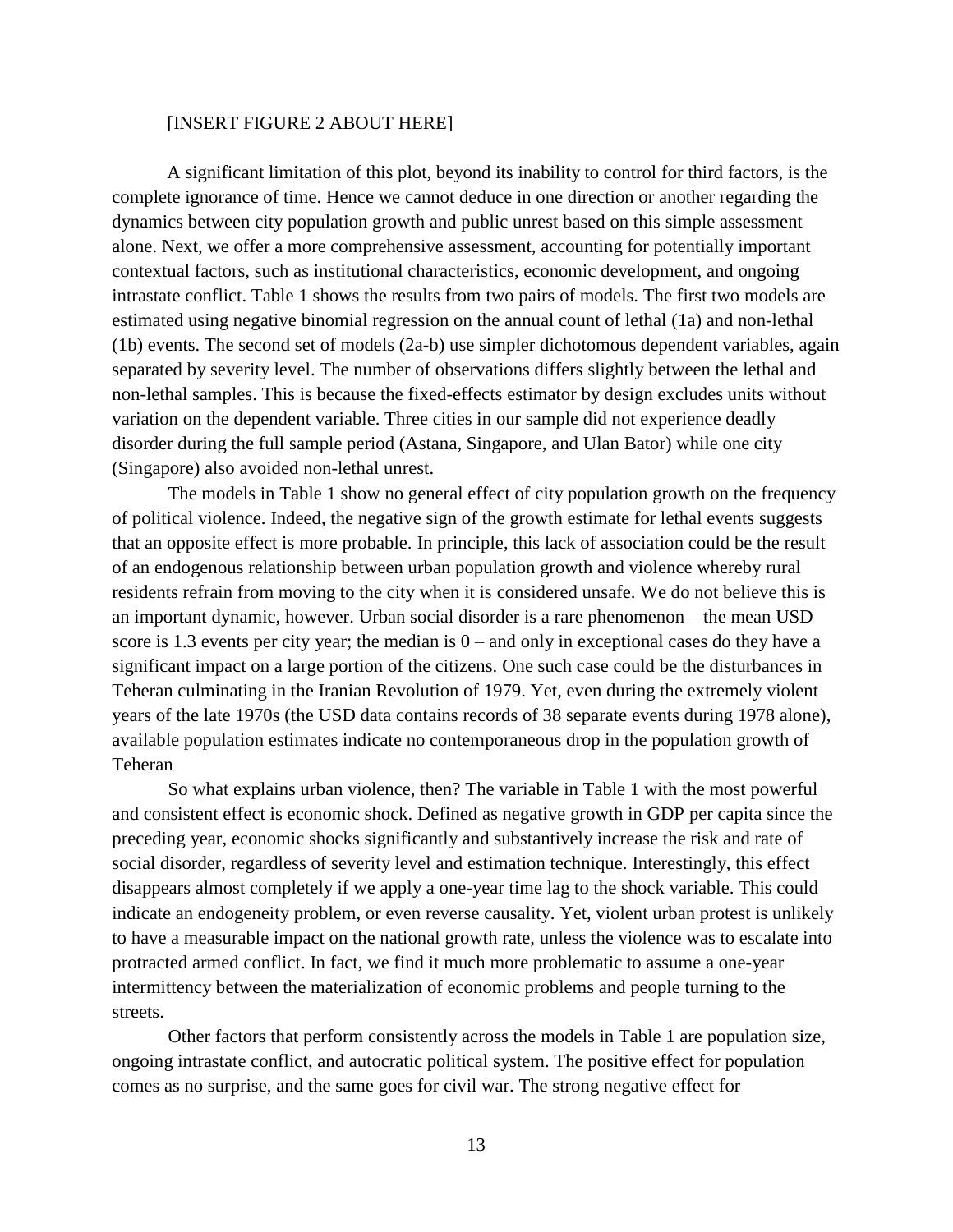[INSERT FIGURE 2 ABOUT HERE]

A significant limitation of this plot, beyond its inability to control for third factors, is the complete ignorance of time. Hence we cannot deduce in one direction or another regarding the dynamics between city population growth and public unrest based on this simple assessment alone. Next, we offer a more comprehensive assessment, accounting for potentially important contextual factors, such as institutional characteristics, economic development, and ongoing intrastate conflict. Table 1 shows the results from two pairs of models. The first two models are estimated using negative binomial regression on the annual count of lethal (1a) and non-lethal (1b) events. The second set of models (2a-b) use simpler dichotomous dependent variables, again separated by severity level. The number of observations differs slightly between the lethal and non-lethal samples. This is because the fixed-effects estimator by design excludes units without variation on the dependent variable. Three cities in our sample did not experience deadly disorder during the full sample period (Astana, Singapore, and Ulan Bator) while one city (Singapore) also avoided non-lethal unrest.

The models in Table 1 show no general effect of city population growth on the frequency of political violence. Indeed, the negative sign of the growth estimate for lethal events suggests that an opposite effect is more probable. In principle, this lack of association could be the result of an endogenous relationship between urban population growth and violence whereby rural residents refrain from moving to the city when it is considered unsafe. We do not believe this is an important dynamic, however. Urban social disorder is a rare phenomenon – the mean USD score is 1.3 events per city year; the median is 0 – and only in exceptional cases do they have a significant impact on a large portion of the citizens. One such case could be the disturbances in Teheran culminating in the Iranian Revolution of 1979. Yet, even during the extremely violent years of the late 1970s (the USD data contains records of 38 separate events during 1978 alone), available population estimates indicate no contemporaneous drop in the population growth of Teheran

So what explains urban violence, then? The variable in Table 1 with the most powerful and consistent effect is economic shock. Defined as negative growth in GDP per capita since the preceding year, economic shocks significantly and substantively increase the risk and rate of social disorder, regardless of severity level and estimation technique. Interestingly, this effect disappears almost completely if we apply a one-year time lag to the shock variable. This could indicate an endogeneity problem, or even reverse causality. Yet, violent urban protest is unlikely to have a measurable impact on the national growth rate, unless the violence was to escalate into protracted armed conflict. In fact, we find it much more problematic to assume a one-year intermittency between the materialization of economic problems and people turning to the streets.

Other factors that perform consistently across the models in Table 1 are population size, ongoing intrastate conflict, and autocratic political system. The positive effect for population comes as no surprise, and the same goes for civil war. The strong negative effect for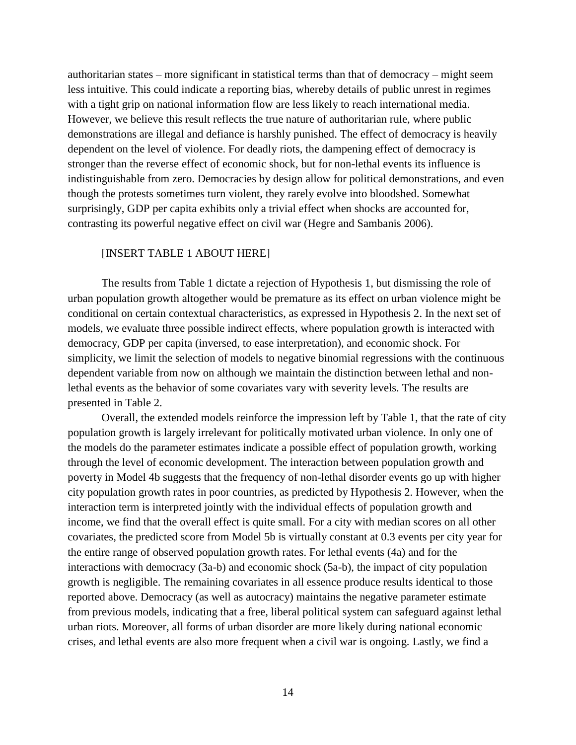authoritarian states – more significant in statistical terms than that of democracy – might seem less intuitive. This could indicate a reporting bias, whereby details of public unrest in regimes with a tight grip on national information flow are less likely to reach international media. However, we believe this result reflects the true nature of authoritarian rule, where public demonstrations are illegal and defiance is harshly punished. The effect of democracy is heavily dependent on the level of violence. For deadly riots, the dampening effect of democracy is stronger than the reverse effect of economic shock, but for non-lethal events its influence is indistinguishable from zero. Democracies by design allow for political demonstrations, and even though the protests sometimes turn violent, they rarely evolve into bloodshed. Somewhat surprisingly, GDP per capita exhibits only a trivial effect when shocks are accounted for, contrasting its powerful negative effect on civil war (Hegre and Sambanis 2006).

[INSERT TABLE 1 ABOUT HERE]

The results from Table 1 dictate a rejection of Hypothesis 1, but dismissing the role of urban population growth altogether would be premature as its effect on urban violence might be conditional on certain contextual characteristics, as expressed in Hypothesis 2. In the next set of models, we evaluate three possible indirect effects, where population growth is interacted with democracy, GDP per capita (inversed, to ease interpretation), and economic shock. For simplicity, we limit the selection of models to negative binomial regressions with the continuous dependent variable from now on although we maintain the distinction between lethal and non-lethal events as the behavior of some covariates vary with severity levels. The results are presented in Table 2.

Overall, the extended models reinforce the impression left by Table 1, that the rate of city population growth is largely irrelevant for politically motivated urban violence. In only one of the models do the parameter estimates indicate a possible effect of population growth, working through the level of economic development. The interaction between population growth and poverty in Model 4b suggests that the frequency of non-lethal disorder events go up with higher city population growth rates in poor countries, as predicted by Hypothesis 2. However, when the interaction term is interpreted jointly with the individual effects of population growth and income, we find that the overall effect is quite small. For a city with median scores on all other covariates, the predicted score from Model 5b is virtually constant at 0.3 events per city year for the entire range of observed population growth rates. For lethal events (4a) and for the interactions with democracy (3a-b) and economic shock (5a-b), the impact of city population growth is negligible. The remaining covariates in all essence produce results identical to those reported above. Democracy (as well as autocracy) maintains the negative parameter estimate from previous models, indicating that a free, liberal political system can safeguard against lethal urban riots. Moreover, all forms of urban disorder are more likely during national economic crises, and lethal events are also more frequent when a civil war is ongoing. Lastly, we find a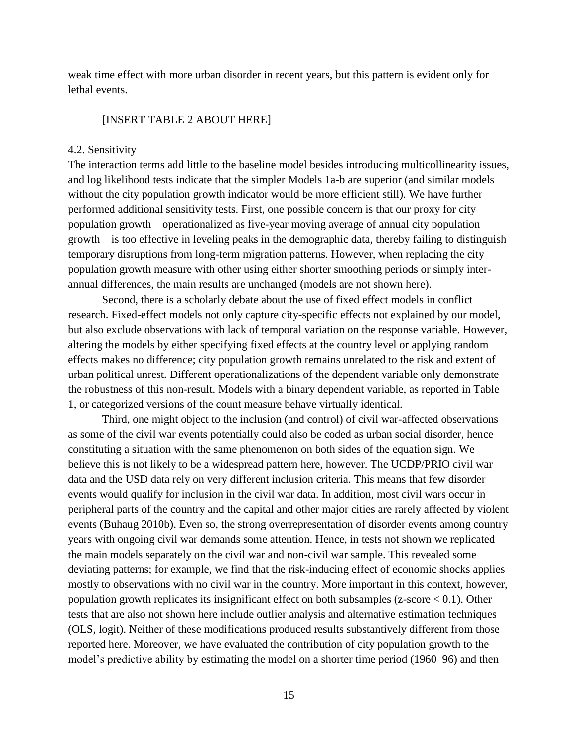weak time effect with more urban disorder in recent years, but this pattern is evident only for lethal events.

[INSERT TABLE 2 ABOUT HERE]

### 4.2. Sensitivity

The interaction terms add little to the baseline model besides introducing multicollinearity issues, and log likelihood tests indicate that the simpler Models 1a-b are superior (and similar models without the city population growth indicator would be more efficient still). We have further performed additional sensitivity tests. First, one possible concern is that our proxy for city population growth – operationalized as five-year moving average of annual city population growth – is too effective in leveling peaks in the demographic data, thereby failing to distinguish temporary disruptions from long-term migration patterns. However, when replacing the city population growth measure with other using either shorter smoothing periods or simply inter-annual differences, the main results are unchanged (models are not shown here).

Second, there is a scholarly debate about the use of fixed effect models in conflict research. Fixed-effect models not only capture city-specific effects not explained by our model, but also exclude observations with lack of temporal variation on the response variable. However, altering the models by either specifying fixed effects at the country level or applying random effects makes no difference; city population growth remains unrelated to the risk and extent of urban political unrest. Different operationalizations of the dependent variable only demonstrate the robustness of this non-result. Models with a binary dependent variable, as reported in Table 1, or categorized versions of the count measure behave virtually identical.

Third, one might object to the inclusion (and control) of civil war-affected observations as some of the civil war events potentially could also be coded as urban social disorder, hence constituting a situation with the same phenomenon on both sides of the equation sign. We believe this is not likely to be a widespread pattern here, however. The UCDP/PRIO civil war data and the USD data rely on very different inclusion criteria. This means that few disorder events would qualify for inclusion in the civil war data. In addition, most civil wars occur in peripheral parts of the country and the capital and other major cities are rarely affected by violent events (Buhaug 2010b). Even so, the strong overrepresentation of disorder events among country years with ongoing civil war demands some attention. Hence, in tests not shown we replicated the main models separately on the civil war and non-civil war sample. This revealed some deviating patterns; for example, we find that the risk-inducing effect of economic shocks applies mostly to observations with no civil war in the country. More important in this context, however, population growth replicates its insignificant effect on both subsamples (z-score $< 0.1$). Other tests that are also not shown here include outlier analysis and alternative estimation techniques (OLS, logit). Neither of these modifications produced results substantively different from those reported here. Moreover, we have evaluated the contribution of city population growth to the model's predictive ability by estimating the model on a shorter time period (1960–96) and then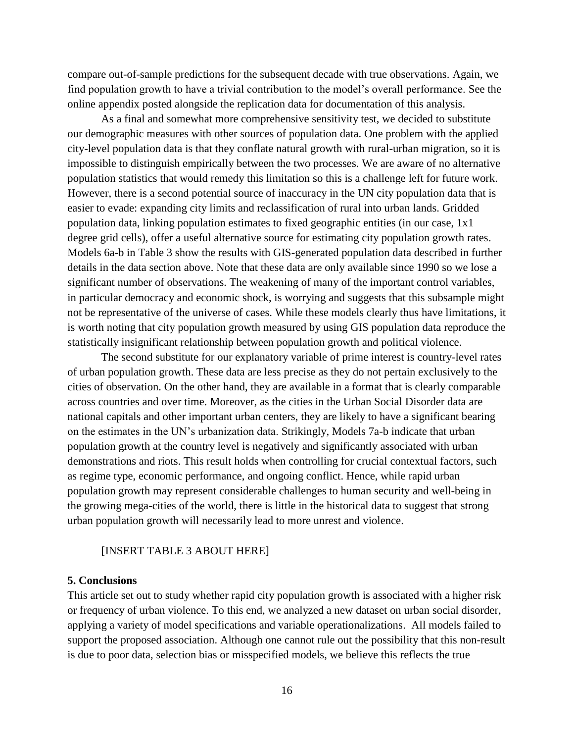compare out-of-sample predictions for the subsequent decade with true observations. Again, we find population growth to have a trivial contribution to the model's overall performance. See the online appendix posted alongside the replication data for documentation of this analysis.

As a final and somewhat more comprehensive sensitivity test, we decided to substitute our demographic measures with other sources of population data. One problem with the applied city-level population data is that they conflate natural growth with rural-urban migration, so it is impossible to distinguish empirically between the two processes. We are aware of no alternative population statistics that would remedy this limitation so this is a challenge left for future work. However, there is a second potential source of inaccuracy in the UN city population data that is easier to evade: expanding city limits and reclassification of rural into urban lands. Gridded population data, linking population estimates to fixed geographic entities (in our case, 1x1 degree grid cells), offer a useful alternative source for estimating city population growth rates. Models 6a-b in Table 3 show the results with GIS-generated population data described in further details in the data section above. Note that these data are only available since 1990 so we lose a significant number of observations. The weakening of many of the important control variables, in particular democracy and economic shock, is worrying and suggests that this subsample might not be representative of the universe of cases. While these models clearly thus have limitations, it is worth noting that city population growth measured by using GIS population data reproduce the statistically insignificant relationship between population growth and political violence.

The second substitute for our explanatory variable of prime interest is country-level rates of urban population growth. These data are less precise as they do not pertain exclusively to the cities of observation. On the other hand, they are available in a format that is clearly comparable across countries and over time. Moreover, as the cities in the Urban Social Disorder data are national capitals and other important urban centers, they are likely to have a significant bearing on the estimates in the UN's urbanization data. Strikingly, Models 7a-b indicate that urban population growth at the country level is negatively and significantly associated with urban demonstrations and riots. This result holds when controlling for crucial contextual factors, such as regime type, economic performance, and ongoing conflict. Hence, while rapid urban population growth may represent considerable challenges to human security and well-being in the growing mega-cities of the world, there is little in the historical data to suggest that strong urban population growth will necessarily lead to more unrest and violence.

[INSERT TABLE 3 ABOUT HERE]

## 5. Conclusions

This article set out to study whether rapid city population growth is associated with a higher risk or frequency of urban violence. To this end, we analyzed a new dataset on urban social disorder, applying a variety of model specifications and variable operationalizations. All models failed to support the proposed association. Although one cannot rule out the possibility that this non-result is due to poor data, selection bias or misspecified models, we believe this reflects the true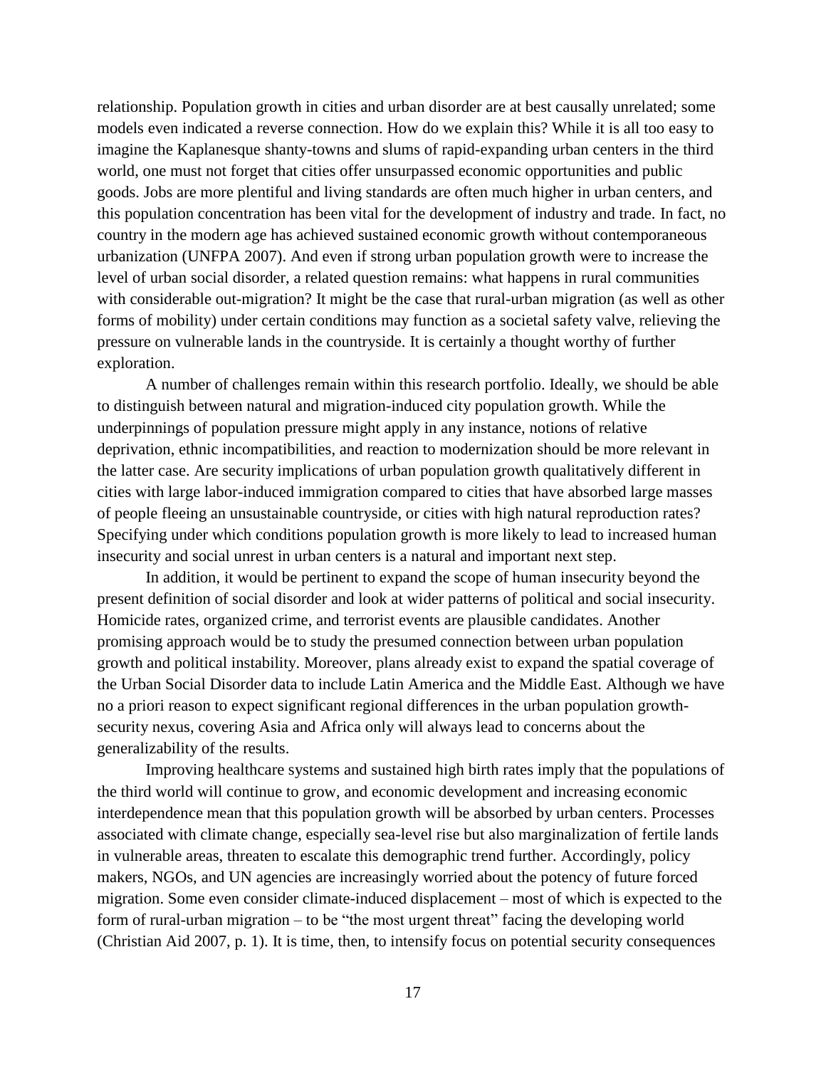relationship. Population growth in cities and urban disorder are at best causally unrelated; some models even indicated a reverse connection. How do we explain this? While it is all too easy to imagine the Kaplanesque shanty-towns and slums of rapid-expanding urban centers in the third world, one must not forget that cities offer unsurpassed economic opportunities and public goods. Jobs are more plentiful and living standards are often much higher in urban centers, and this population concentration has been vital for the development of industry and trade. In fact, no country in the modern age has achieved sustained economic growth without contemporaneous urbanization (UNFPA 2007). And even if strong urban population growth were to increase the level of urban social disorder, a related question remains: what happens in rural communities with considerable out-migration? It might be the case that rural-urban migration (as well as other forms of mobility) under certain conditions may function as a societal safety valve, relieving the pressure on vulnerable lands in the countryside. It is certainly a thought worthy of further exploration.

A number of challenges remain within this research portfolio. Ideally, we should be able to distinguish between natural and migration-induced city population growth. While the underpinnings of population pressure might apply in any instance, notions of relative deprivation, ethnic incompatibilities, and reaction to modernization should be more relevant in the latter case. Are security implications of urban population growth qualitatively different in cities with large labor-induced immigration compared to cities that have absorbed large masses of people fleeing an unsustainable countryside, or cities with high natural reproduction rates? Specifying under which conditions population growth is more likely to lead to increased human insecurity and social unrest in urban centers is a natural and important next step.

In addition, it would be pertinent to expand the scope of human insecurity beyond the present definition of social disorder and look at wider patterns of political and social insecurity. Homicide rates, organized crime, and terrorist events are plausible candidates. Another promising approach would be to study the presumed connection between urban population growth and political instability. Moreover, plans already exist to expand the spatial coverage of the Urban Social Disorder data to include Latin America and the Middle East. Although we have no a priori reason to expect significant regional differences in the urban population growth-security nexus, covering Asia and Africa only will always lead to concerns about the generalizability of the results.

Improving healthcare systems and sustained high birth rates imply that the populations of the third world will continue to grow, and economic development and increasing economic interdependence mean that this population growth will be absorbed by urban centers. Processes associated with climate change, especially sea-level rise but also marginalization of fertile lands in vulnerable areas, threaten to escalate this demographic trend further. Accordingly, policy makers, NGOs, and UN agencies are increasingly worried about the potency of future forced migration. Some even consider climate-induced displacement – most of which is expected to the form of rural-urban migration – to be "the most urgent threat" facing the developing world (Christian Aid 2007, p. 1). It is time, then, to intensify focus on potential security consequences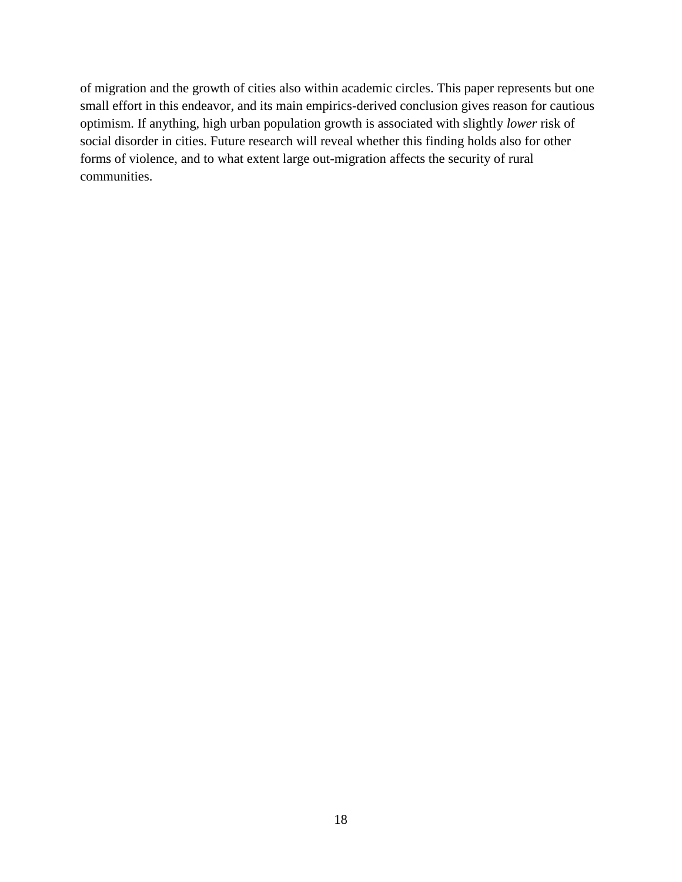of migration and the growth of cities also within academic circles. This paper represents but one small effort in this endeavor, and its main empirics-derived conclusion gives reason for cautious optimism. If anything, high urban population growth is associated with slightly *lower* risk of social disorder in cities. Future research will reveal whether this finding holds also for other forms of violence, and to what extent large out-migration affects the security of rural communities.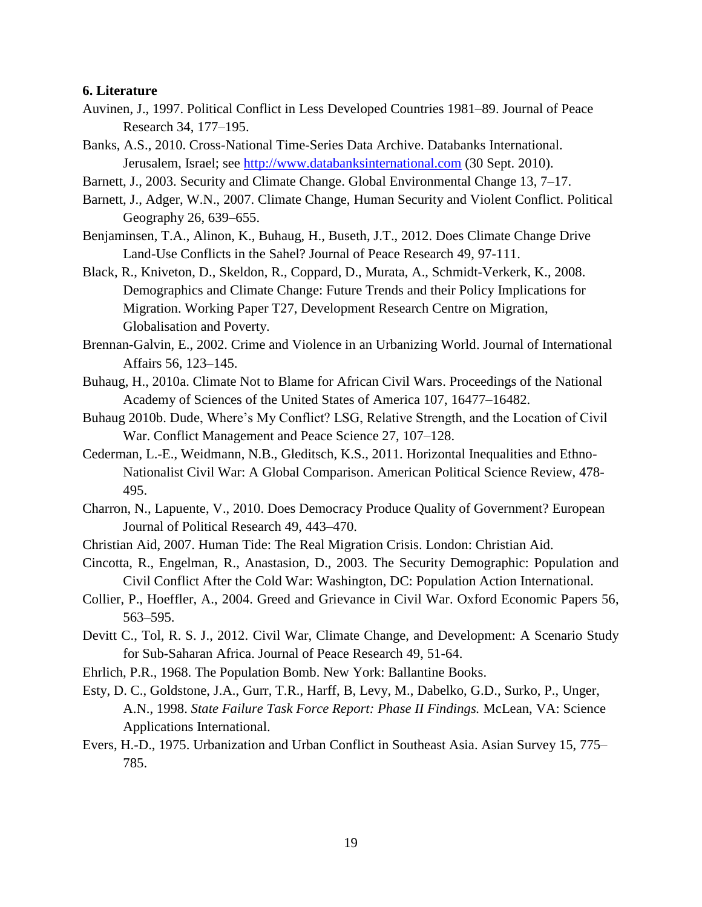**6. Literature**

Auvinen, J., 1997. Political Conflict in Less Developed Countries 1981–89. Journal of Peace Research 34, 177–195.

Banks, A.S., 2010. Cross-National Time-Series Data Archive. Databanks International. Jerusalem, Israel; see http://www.databanksinternational.com (30 Sept. 2010).

Barnett, J., 2003. Security and Climate Change. Global Environmental Change 13, 7–17.

Barnett, J., Adger, W.N., 2007. Climate Change, Human Security and Violent Conflict. Political Geography 26, 639–655.

Benjaminsen, T.A., Alinon, K., Buhaug, H., Buseth, J.T., 2012. Does Climate Change Drive Land-Use Conflicts in the Sahel? Journal of Peace Research 49, 97-111.

Black, R., Kniveton, D., Skeldon, R., Coppard, D., Murata, A., Schmidt-Verkerk, K., 2008. Demographics and Climate Change: Future Trends and their Policy Implications for Migration. Working Paper T27, Development Research Centre on Migration, Globalisation and Poverty.

Brennan-Galvin, E., 2002. Crime and Violence in an Urbanizing World. Journal of International Affairs 56, 123–145.

Buhaug, H., 2010a. Climate Not to Blame for African Civil Wars. Proceedings of the National Academy of Sciences of the United States of America 107, 16477–16482.

Buhaug 2010b. Dude, Where's My Conflict? LSG, Relative Strength, and the Location of Civil War. Conflict Management and Peace Science 27, 107–128.

Cederman, L.-E., Weidmann, N.B., Gleditsch, K.S., 2011. Horizontal Inequalities and Ethno-Nationalist Civil War: A Global Comparison. American Political Science Review, 478-495.

Charron, N., Lapuente, V., 2010. Does Democracy Produce Quality of Government? European Journal of Political Research 49, 443–470.

Christian Aid, 2007. Human Tide: The Real Migration Crisis. London: Christian Aid.

Cincotta, R., Engelman, R., Anastasion, D., 2003. The Security Demographic: Population and Civil Conflict After the Cold War: Washington, DC: Population Action International.

Collier, P., Hoeffler, A., 2004. Greed and Grievance in Civil War. Oxford Economic Papers 56, 563–595.

Devitt C., Tol, R. S. J., 2012. Civil War, Climate Change, and Development: A Scenario Study for Sub-Saharan Africa. Journal of Peace Research 49, 51-64.

Ehrlich, P.R., 1968. The Population Bomb. New York: Ballantine Books.

Esty, D. C., Goldstone, J.A., Gurr, T.R., Harff, B, Levy, M., Dabelko, G.D., Surko, P., Unger, A.N., 1998. *State Failure Task Force Report: Phase II Findings.* McLean, VA: Science Applications International.

Evers, H.-D., 1975. Urbanization and Urban Conflict in Southeast Asia. Asian Survey 15, 775–785.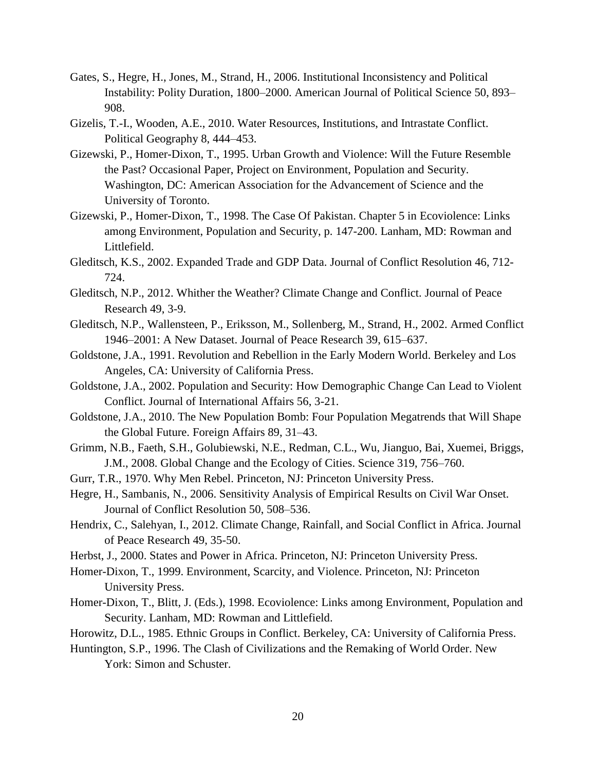Gates, S., Hegre, H., Jones, M., Strand, H., 2006. Institutional Inconsistency and Political Instability: Polity Duration, 1800–2000. American Journal of Political Science 50, 893–908.

Gizelis, T.-I., Wooden, A.E., 2010. Water Resources, Institutions, and Intrastate Conflict. Political Geography 8, 444–453.

Gizewski, P., Homer-Dixon, T., 1995. Urban Growth and Violence: Will the Future Resemble the Past? Occasional Paper, Project on Environment, Population and Security. Washington, DC: American Association for the Advancement of Science and the University of Toronto.

Gizewski, P., Homer-Dixon, T., 1998. The Case Of Pakistan. Chapter 5 in Ecoviolence: Links among Environment, Population and Security, p. 147-200. Lanham, MD: Rowman and Littlefield.

Gleditsch, K.S., 2002. Expanded Trade and GDP Data. Journal of Conflict Resolution 46, 712-724.

Gleditsch, N.P., 2012. Whither the Weather? Climate Change and Conflict. Journal of Peace Research 49, 3-9.

Gleditsch, N.P., Wallensteen, P., Eriksson, M., Sollenberg, M., Strand, H., 2002. Armed Conflict 1946–2001: A New Dataset. Journal of Peace Research 39, 615–637.

Goldstone, J.A., 1991. Revolution and Rebellion in the Early Modern World. Berkeley and Los Angeles, CA: University of California Press.

Goldstone, J.A., 2002. Population and Security: How Demographic Change Can Lead to Violent Conflict. Journal of International Affairs 56, 3-21.

Goldstone, J.A., 2010. The New Population Bomb: Four Population Megatrends that Will Shape the Global Future. Foreign Affairs 89, 31–43.

Grimm, N.B., Faeth, S.H., Golubiewski, N.E., Redman, C.L., Wu, Jianguo, Bai, Xuemei, Briggs, J.M., 2008. Global Change and the Ecology of Cities. Science 319, 756–760.

Gurr, T.R., 1970. Why Men Rebel. Princeton, NJ: Princeton University Press.

Hegre, H., Sambanis, N., 2006. Sensitivity Analysis of Empirical Results on Civil War Onset. Journal of Conflict Resolution 50, 508–536.

Hendrix, C., Salehyan, I., 2012. Climate Change, Rainfall, and Social Conflict in Africa. Journal of Peace Research 49, 35-50.

Herbst, J., 2000. States and Power in Africa. Princeton, NJ: Princeton University Press.

Homer-Dixon, T., 1999. Environment, Scarcity, and Violence. Princeton, NJ: Princeton University Press.

Homer-Dixon, T., Blitt, J. (Eds.), 1998. Ecoviolence: Links among Environment, Population and Security. Lanham, MD: Rowman and Littlefield.

Horowitz, D.L., 1985. Ethnic Groups in Conflict. Berkeley, CA: University of California Press.

Huntington, S.P., 1996. The Clash of Civilizations and the Remaking of World Order. New York: Simon and Schuster.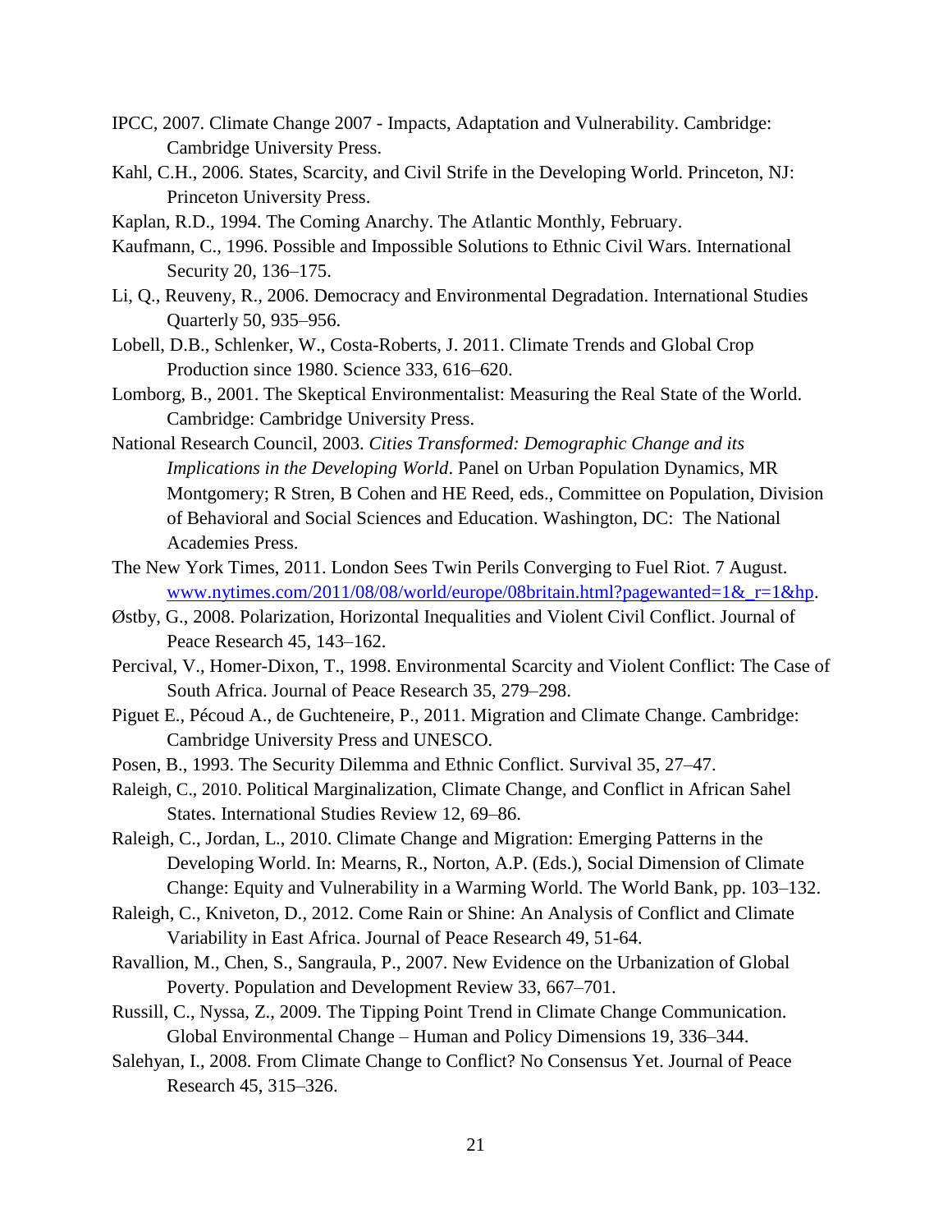IPCC, 2007. Climate Change 2007 - Impacts, Adaptation and Vulnerability. Cambridge: Cambridge University Press.

Kahl, C.H., 2006. States, Scarcity, and Civil Strife in the Developing World. Princeton, NJ: Princeton University Press.

Kaplan, R.D., 1994. The Coming Anarchy. The Atlantic Monthly, February.

Kaufmann, C., 1996. Possible and Impossible Solutions to Ethnic Civil Wars. International Security 20, 136–175.

Li, Q., Reuveny, R., 2006. Democracy and Environmental Degradation. International Studies Quarterly 50, 935–956.

Lobell, D.B., Schlenker, W., Costa-Roberts, J. 2011. Climate Trends and Global Crop Production since 1980. Science 333, 616–620.

Lomborg, B., 2001. The Skeptical Environmentalist: Measuring the Real State of the World. Cambridge: Cambridge University Press.

National Research Council, 2003. *Cities Transformed: Demographic Change and its Implications in the Developing World*. Panel on Urban Population Dynamics, MR Montgomery; R Stren, B Cohen and HE Reed, eds., Committee on Population, Division of Behavioral and Social Sciences and Education. Washington, DC: The National Academies Press.

The New York Times, 2011. London Sees Twin Perils Converging to Fuel Riot. 7 August. www.nytimes.com/2011/08/08/world/europe/08britain.html?pagewanted=1&_r=1&hp.

Østby, G., 2008. Polarization, Horizontal Inequalities and Violent Civil Conflict. Journal of Peace Research 45, 143–162.

Percival, V., Homer-Dixon, T., 1998. Environmental Scarcity and Violent Conflict: The Case of South Africa. Journal of Peace Research 35, 279–298.

Piguet E., Pécoud A., de Guchteneire, P., 2011. Migration and Climate Change. Cambridge: Cambridge University Press and UNESCO.

Posen, B., 1993. The Security Dilemma and Ethnic Conflict. Survival 35, 27–47.

Raleigh, C., 2010. Political Marginalization, Climate Change, and Conflict in African Sahel States. International Studies Review 12, 69–86.

Raleigh, C., Jordan, L., 2010. Climate Change and Migration: Emerging Patterns in the Developing World. In: Mearns, R., Norton, A.P. (Eds.), Social Dimension of Climate Change: Equity and Vulnerability in a Warming World. The World Bank, pp. 103–132.

Raleigh, C., Kniveton, D., 2012. Come Rain or Shine: An Analysis of Conflict and Climate Variability in East Africa. Journal of Peace Research 49, 51-64.

Ravallion, M., Chen, S., Sangraula, P., 2007. New Evidence on the Urbanization of Global Poverty. Population and Development Review 33, 667–701.

Russill, C., Nyssa, Z., 2009. The Tipping Point Trend in Climate Change Communication. Global Environmental Change – Human and Policy Dimensions 19, 336–344.

Salehyan, I., 2008. From Climate Change to Conflict? No Consensus Yet. Journal of Peace Research 45, 315–326.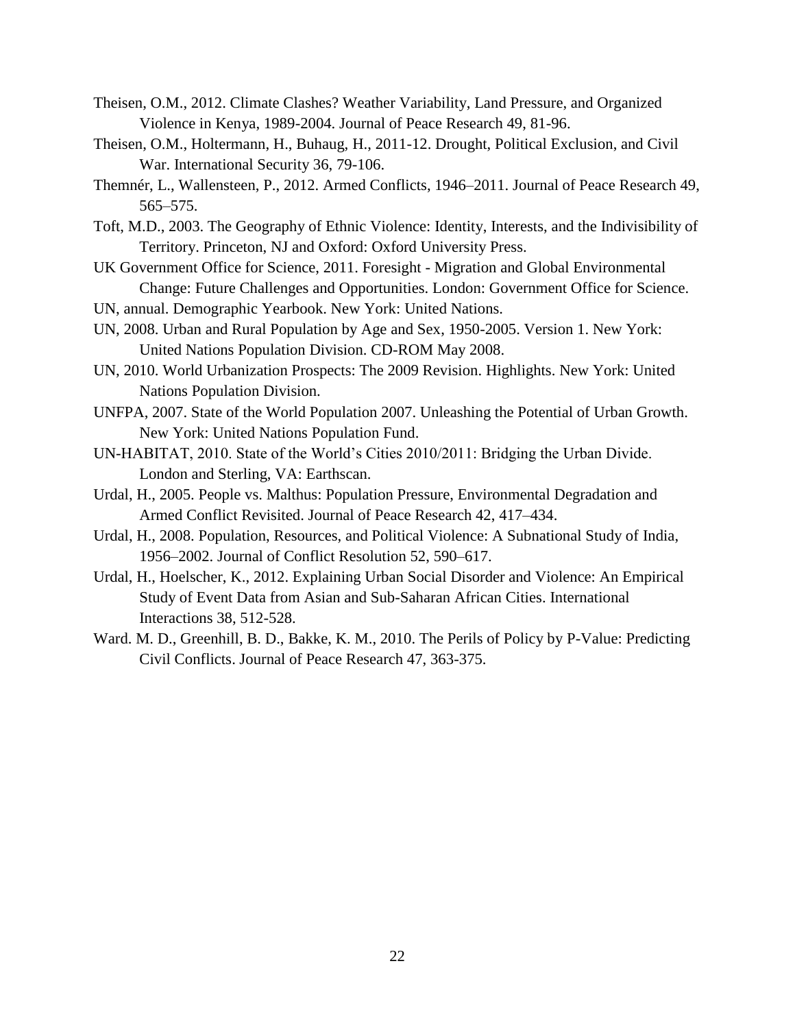Theisen, O.M., 2012. Climate Clashes? Weather Variability, Land Pressure, and Organized Violence in Kenya, 1989-2004. Journal of Peace Research 49, 81-96.

Theisen, O.M., Holtermann, H., Buhaug, H., 2011-12. Drought, Political Exclusion, and Civil War. International Security 36, 79-106.

Themnér, L., Wallensteen, P., 2012. Armed Conflicts, 1946–2011. Journal of Peace Research 49, 565–575.

Toft, M.D., 2003. The Geography of Ethnic Violence: Identity, Interests, and the Indivisibility of Territory. Princeton, NJ and Oxford: Oxford University Press.

UK Government Office for Science, 2011. Foresight - Migration and Global Environmental Change: Future Challenges and Opportunities. London: Government Office for Science.

UN, annual. Demographic Yearbook. New York: United Nations.

UN, 2008. Urban and Rural Population by Age and Sex, 1950-2005. Version 1. New York: United Nations Population Division. CD-ROM May 2008.

UN, 2010. World Urbanization Prospects: The 2009 Revision. Highlights. New York: United Nations Population Division.

UNFPA, 2007. State of the World Population 2007. Unleashing the Potential of Urban Growth. New York: United Nations Population Fund.

UN-HABITAT, 2010. State of the World's Cities 2010/2011: Bridging the Urban Divide. London and Sterling, VA: Earthscan.

Urdal, H., 2005. People vs. Malthus: Population Pressure, Environmental Degradation and Armed Conflict Revisited. Journal of Peace Research 42, 417–434.

Urdal, H., 2008. Population, Resources, and Political Violence: A Subnational Study of India, 1956–2002. Journal of Conflict Resolution 52, 590–617.

Urdal, H., Hoelscher, K., 2012. Explaining Urban Social Disorder and Violence: An Empirical Study of Event Data from Asian and Sub-Saharan African Cities. International Interactions 38, 512-528.

Ward. M. D., Greenhill, B. D., Bakke, K. M., 2010. The Perils of Policy by P-Value: Predicting Civil Conflicts. Journal of Peace Research 47, 363-375.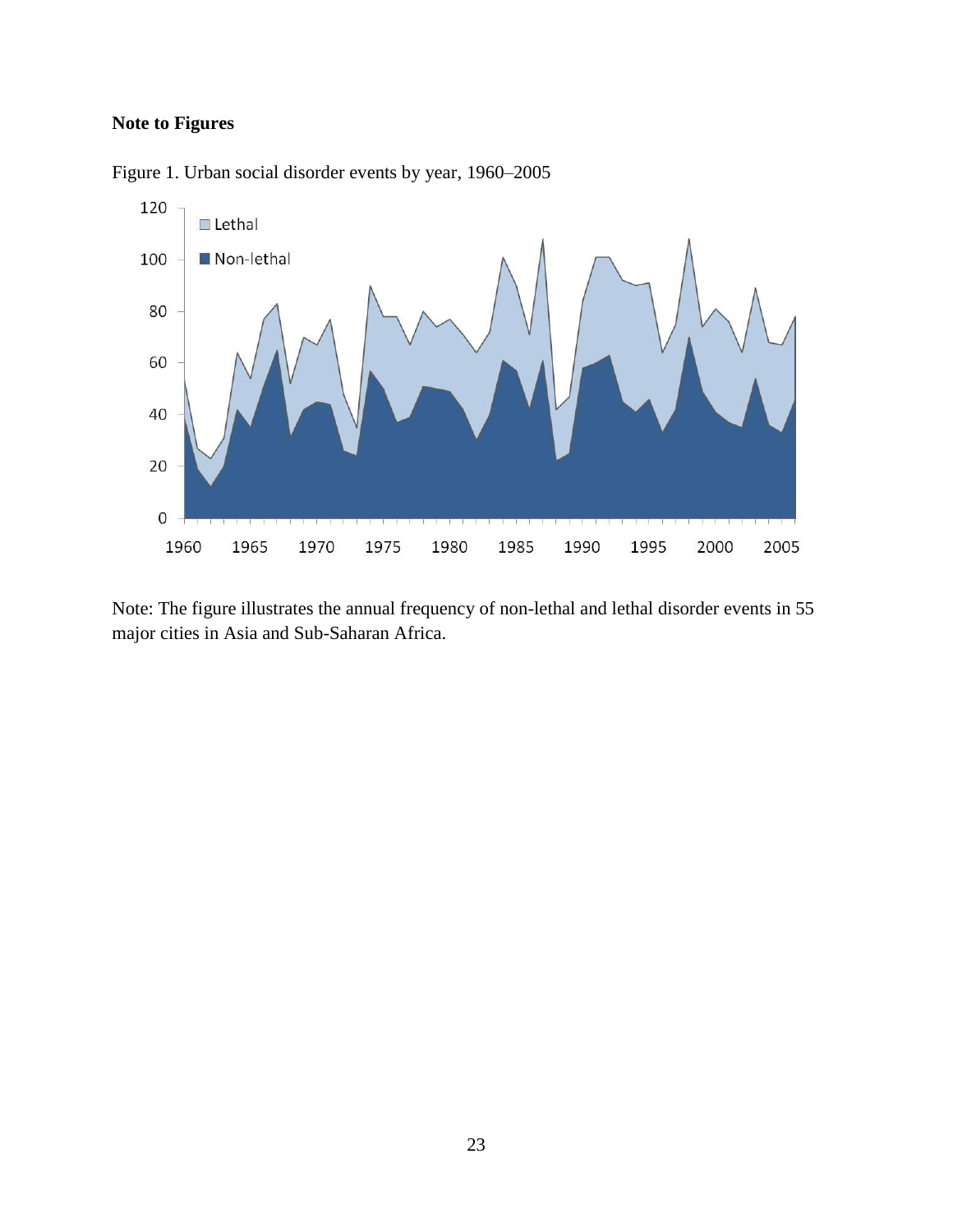**Note to Figures**

Figure 1. Urban social disorder events by year, 1960–2005

Note: The figure illustrates the annual frequency of non-lethal and lethal disorder events in 55 major cities in Asia and Sub-Saharan Africa.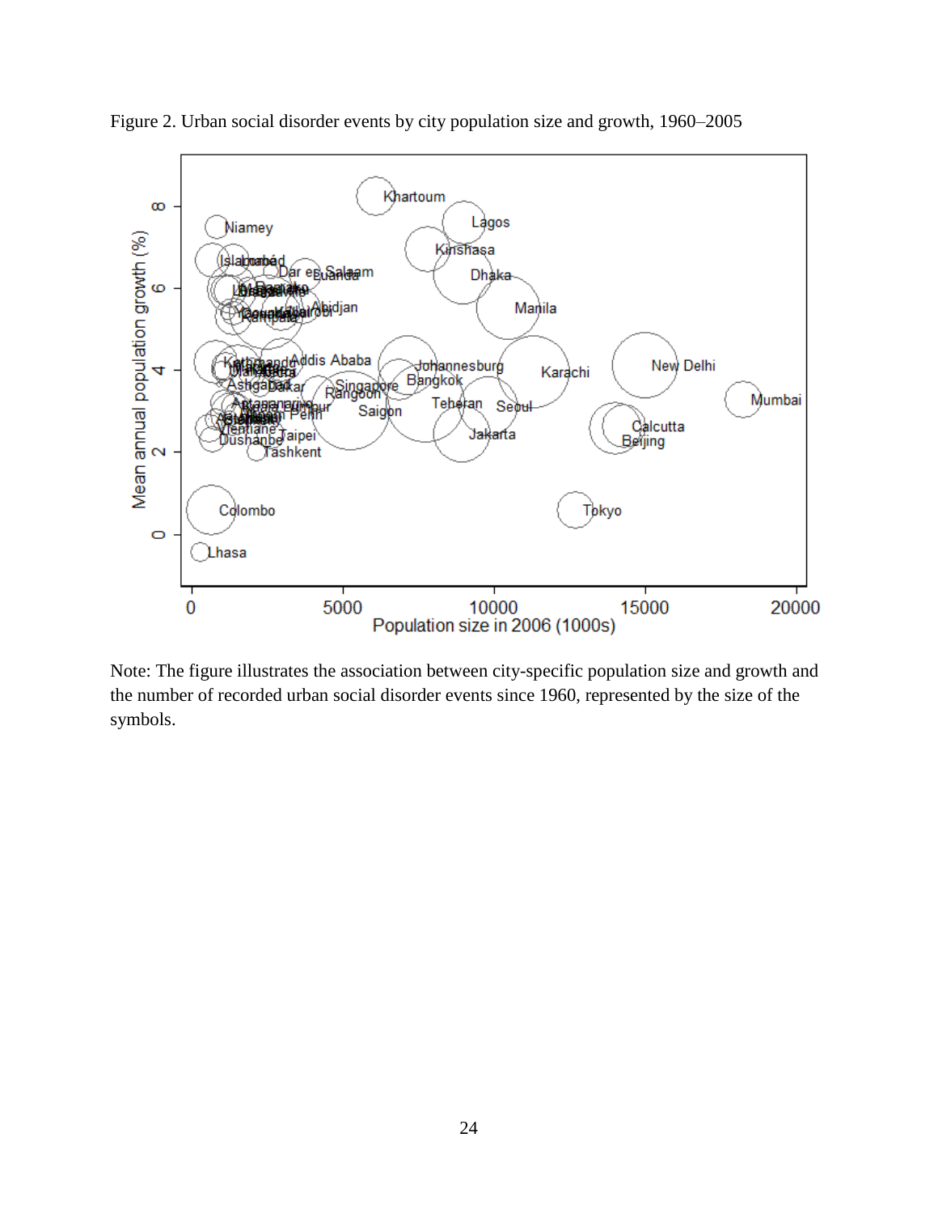Figure 2. Urban social disorder events by city population size and growth, 1960–2005

Mean annual population growth (%)

Population size in 2006 (1000s)

0
2
4
6
8

0
5000
10000
15000
20000

Khartoum
Niamey
Lagos
Kinshasa
Dar es Salaam
Luanda
Dhaka
Abidjan
Manila
Kampala
Addis Ababa
Johannesburg
Karachi
New Delhi
Bangkok
Singapore
Rangoon
Dakar
Mumbai
Saigon
Teheran
Seoul
Jakarta
Calcutta
Beijing
Vientiane
Taipei
Dushanbe
Tashkent
Colombo
Tokyo
Lhasa

Note: The figure illustrates the association between city-specific population size and growth and the number of recorded urban social disorder events since 1960, represented by the size of the symbols.